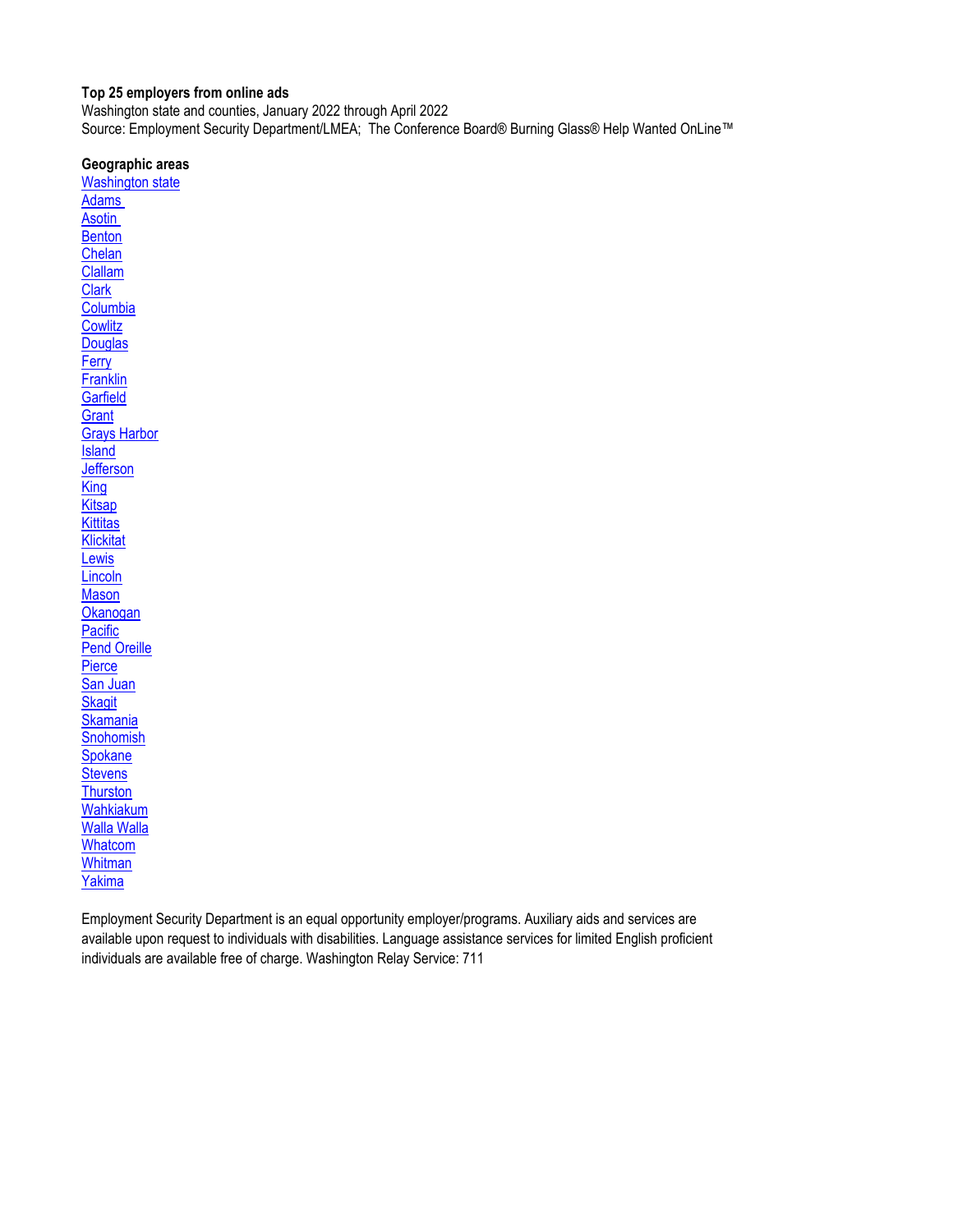**Top 25 employers from online ads**

Washington state and counties, January 2022 through April 2022

Source: Employment Security Department/LMEA; The Conference Board® Burning Glass® Help Wanted OnLine™

**Geographic areas**

- Washington state
- Adams
- Asotin
- Benton
- Chelan
- Clallam
- Clark
- Columbia
- Cowlitz
- Douglas
- Ferry
- Franklin
- Garfield
- Grant
- Grays Harbor
- Island
- Jefferson
- King
- Kitsap
- Kittitas
- Klickitat
- Lewis
- Lincoln
- Mason
- Okanogan
- Pacific
- Pend Oreille
- Pierce
- San Juan
- Skagit
- Skamania
- Snohomish
- Spokane
- Stevens
- Thurston
- Wahkiakum
- Walla Walla
- Whatcom
- Whitman
- Yakima

Employment Security Department is an equal opportunity employer/programs. Auxiliary aids and services are available upon request to individuals with disabilities. Language assistance services for limited English proficient individuals are available free of charge. Washington Relay Service: 711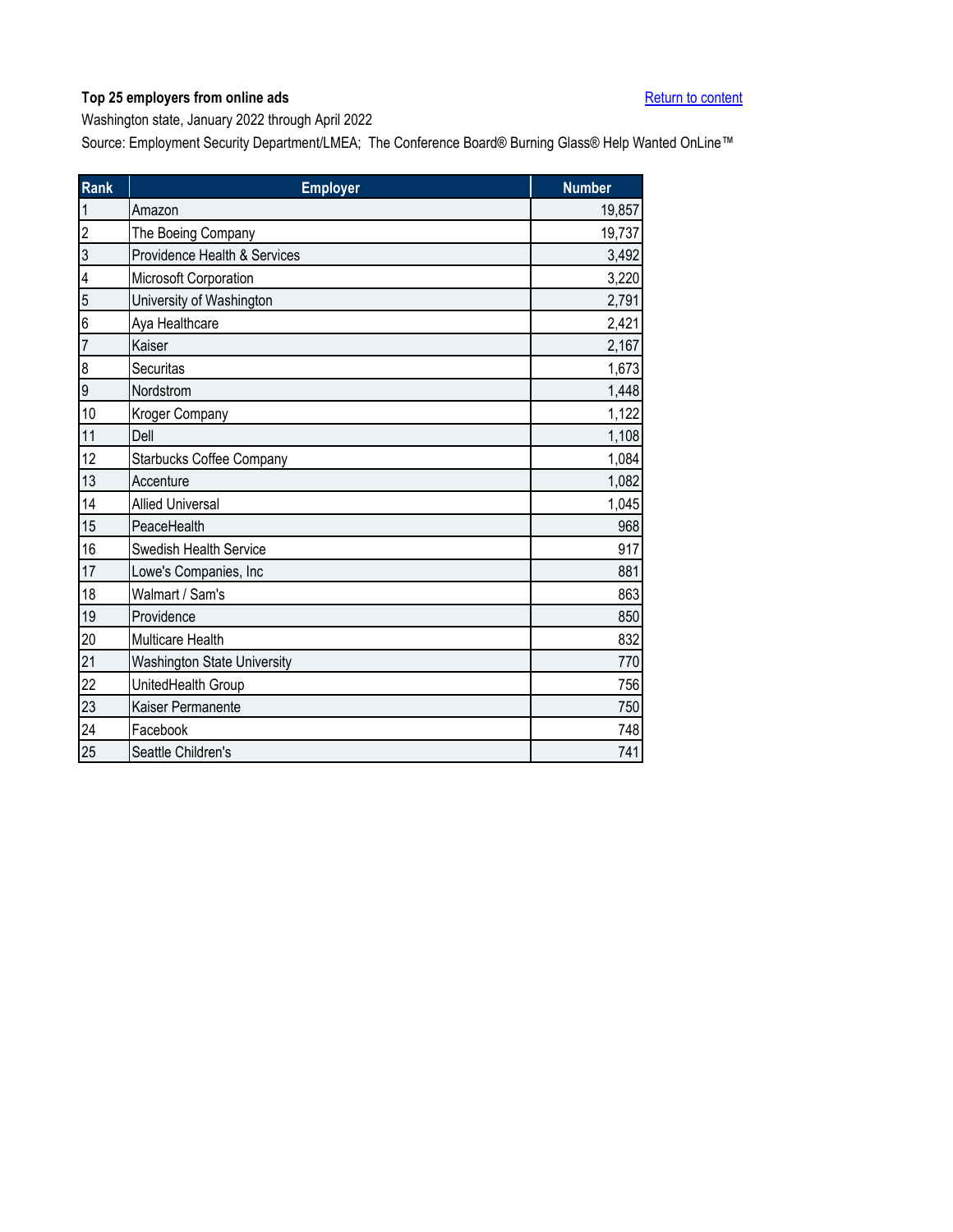**Top 25 employers from online ads**

[Return to content]

Washington state, January 2022 through April 2022

Source: Employment Security Department/LMEA; The Conference Board® Burning Glass® Help Wanted OnLine™

| Rank | Employer | Number |
|---|---|---|
| 1 | Amazon | 19,857 |
| 2 | The Boeing Company | 19,737 |
| 3 | Providence Health & Services | 3,492 |
| 4 | Microsoft Corporation | 3,220 |
| 5 | University of Washington | 2,791 |
| 6 | Aya Healthcare | 2,421 |
| 7 | Kaiser | 2,167 |
| 8 | Securitas | 1,673 |
| 9 | Nordstrom | 1,448 |
| 10 | Kroger Company | 1,122 |
| 11 | Dell | 1,108 |
| 12 | Starbucks Coffee Company | 1,084 |
| 13 | Accenture | 1,082 |
| 14 | Allied Universal | 1,045 |
| 15 | PeaceHealth | 968 |
| 16 | Swedish Health Service | 917 |
| 17 | Lowe's Companies, Inc | 881 |
| 18 | Walmart / Sam's | 863 |
| 19 | Providence | 850 |
| 20 | Multicare Health | 832 |
| 21 | Washington State University | 770 |
| 22 | UnitedHealth Group | 756 |
| 23 | Kaiser Permanente | 750 |
| 24 | Facebook | 748 |
| 25 | Seattle Children's | 741 |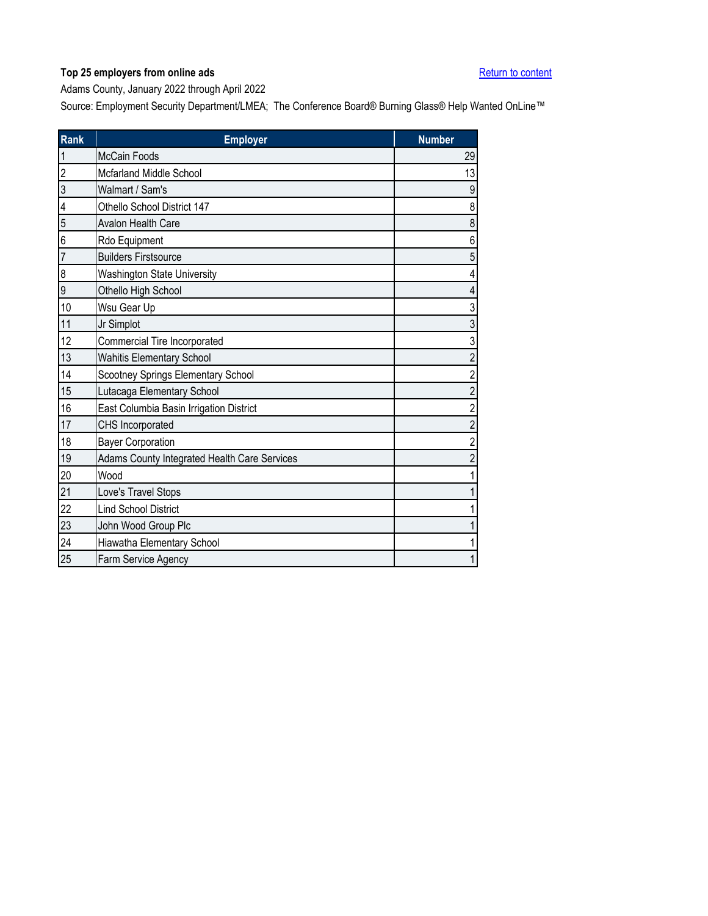**Top 25 employers from online ads**

Return to content

Adams County, January 2022 through April 2022

Source: Employment Security Department/LMEA; The Conference Board® Burning Glass® Help Wanted OnLine™

| Rank | Employer | Number |
|---|---|---|
| 1 | McCain Foods | 29 |
| 2 | Mcfarland Middle School | 13 |
| 3 | Walmart / Sam's | 9 |
| 4 | Othello School District 147 | 8 |
| 5 | Avalon Health Care | 8 |
| 6 | Rdo Equipment | 6 |
| 7 | Builders Firstsource | 5 |
| 8 | Washington State University | 4 |
| 9 | Othello High School | 4 |
| 10 | Wsu Gear Up | 3 |
| 11 | Jr Simplot | 3 |
| 12 | Commercial Tire Incorporated | 3 |
| 13 | Wahitis Elementary School | 2 |
| 14 | Scootney Springs Elementary School | 2 |
| 15 | Lutacaga Elementary School | 2 |
| 16 | East Columbia Basin Irrigation District | 2 |
| 17 | CHS Incorporated | 2 |
| 18 | Bayer Corporation | 2 |
| 19 | Adams County Integrated Health Care Services | 2 |
| 20 | Wood | 1 |
| 21 | Love's Travel Stops | 1 |
| 22 | Lind School District | 1 |
| 23 | John Wood Group Plc | 1 |
| 24 | Hiawatha Elementary School | 1 |
| 25 | Farm Service Agency | 1 |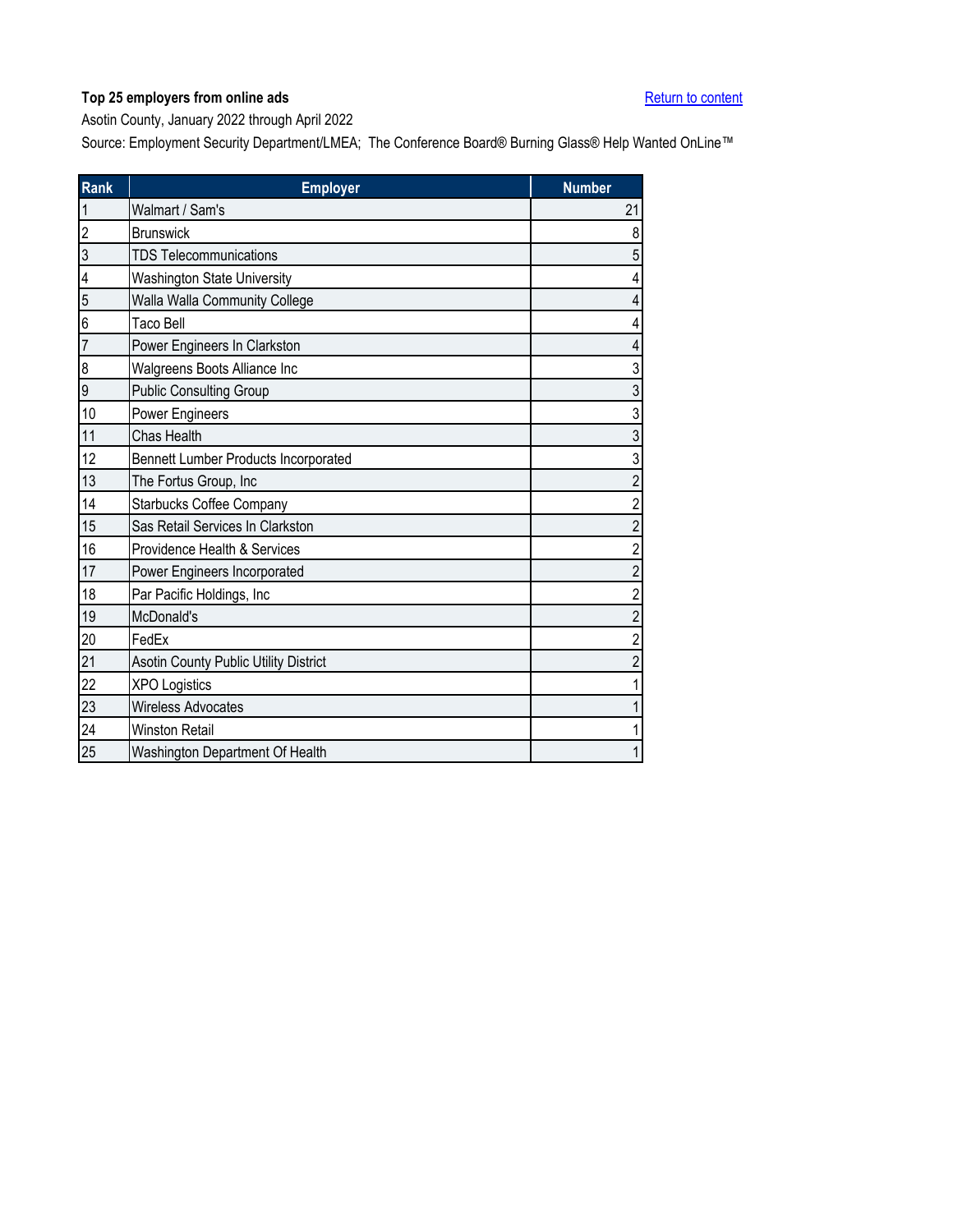**Top 25 employers from online ads**

[Return to content]

Asotin County, January 2022 through April 2022

Source: Employment Security Department/LMEA; The Conference Board® Burning Glass® Help Wanted OnLine™

| Rank | Employer | Number |
|---|---|---|
| 1 | Walmart / Sam's | 21 |
| 2 | Brunswick | 8 |
| 3 | TDS Telecommunications | 5 |
| 4 | Washington State University | 4 |
| 5 | Walla Walla Community College | 4 |
| 6 | Taco Bell | 4 |
| 7 | Power Engineers In Clarkston | 4 |
| 8 | Walgreens Boots Alliance Inc | 3 |
| 9 | Public Consulting Group | 3 |
| 10 | Power Engineers | 3 |
| 11 | Chas Health | 3 |
| 12 | Bennett Lumber Products Incorporated | 3 |
| 13 | The Fortus Group, Inc | 2 |
| 14 | Starbucks Coffee Company | 2 |
| 15 | Sas Retail Services In Clarkston | 2 |
| 16 | Providence Health & Services | 2 |
| 17 | Power Engineers Incorporated | 2 |
| 18 | Par Pacific Holdings, Inc | 2 |
| 19 | McDonald's | 2 |
| 20 | FedEx | 2 |
| 21 | Asotin County Public Utility District | 2 |
| 22 | XPO Logistics | 1 |
| 23 | Wireless Advocates | 1 |
| 24 | Winston Retail | 1 |
| 25 | Washington Department Of Health | 1 |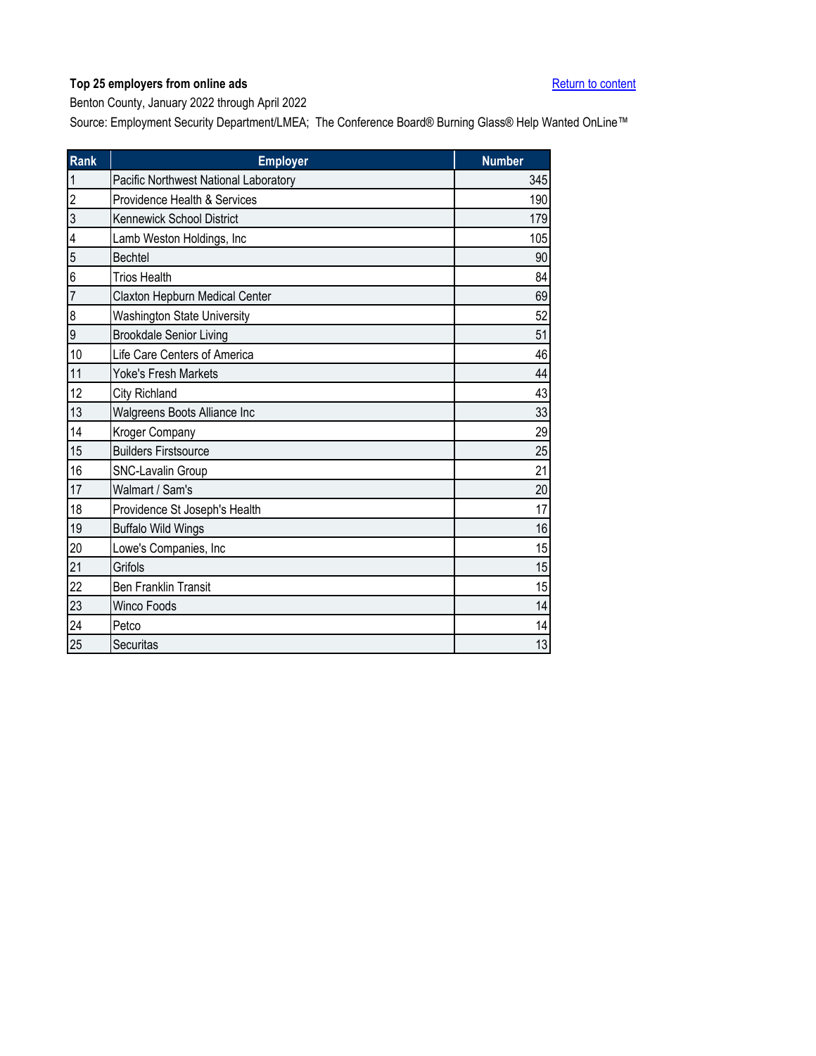**Top 25 employers from online ads**

[Return to content]

Benton County, January 2022 through April 2022

Source: Employment Security Department/LMEA; The Conference Board® Burning Glass® Help Wanted OnLine™

| Rank | Employer | Number |
|---|---|---|
| 1 | Pacific Northwest National Laboratory | 345 |
| 2 | Providence Health & Services | 190 |
| 3 | Kennewick School District | 179 |
| 4 | Lamb Weston Holdings, Inc | 105 |
| 5 | Bechtel | 90 |
| 6 | Trios Health | 84 |
| 7 | Claxton Hepburn Medical Center | 69 |
| 8 | Washington State University | 52 |
| 9 | Brookdale Senior Living | 51 |
| 10 | Life Care Centers of America | 46 |
| 11 | Yoke's Fresh Markets | 44 |
| 12 | City Richland | 43 |
| 13 | Walgreens Boots Alliance Inc | 33 |
| 14 | Kroger Company | 29 |
| 15 | Builders Firstsource | 25 |
| 16 | SNC-Lavalin Group | 21 |
| 17 | Walmart / Sam's | 20 |
| 18 | Providence St Joseph's Health | 17 |
| 19 | Buffalo Wild Wings | 16 |
| 20 | Lowe's Companies, Inc | 15 |
| 21 | Grifols | 15 |
| 22 | Ben Franklin Transit | 15 |
| 23 | Winco Foods | 14 |
| 24 | Petco | 14 |
| 25 | Securitas | 13 |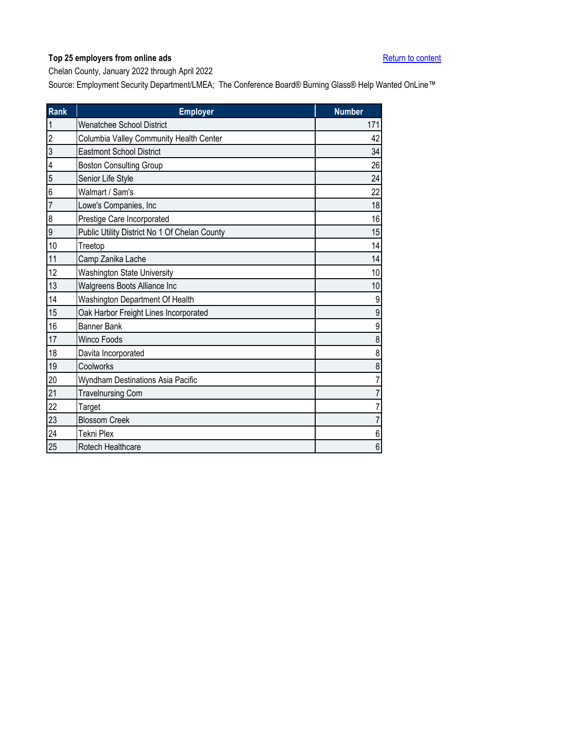**Top 25 employers from online ads**

Return to content

Chelan County, January 2022 through April 2022

Source: Employment Security Department/LMEA; The Conference Board® Burning Glass® Help Wanted OnLine™

| Rank | Employer | Number |
|---|---|---|
| 1 | Wenatchee School District | 171 |
| 2 | Columbia Valley Community Health Center | 42 |
| 3 | Eastmont School District | 34 |
| 4 | Boston Consulting Group | 26 |
| 5 | Senior Life Style | 24 |
| 6 | Walmart / Sam's | 22 |
| 7 | Lowe's Companies, Inc | 18 |
| 8 | Prestige Care Incorporated | 16 |
| 9 | Public Utility District No 1 Of Chelan County | 15 |
| 10 | Treetop | 14 |
| 11 | Camp Zanika Lache | 14 |
| 12 | Washington State University | 10 |
| 13 | Walgreens Boots Alliance Inc | 10 |
| 14 | Washington Department Of Health | 9 |
| 15 | Oak Harbor Freight Lines Incorporated | 9 |
| 16 | Banner Bank | 9 |
| 17 | Winco Foods | 8 |
| 18 | Davita Incorporated | 8 |
| 19 | Coolworks | 8 |
| 20 | Wyndham Destinations Asia Pacific | 7 |
| 21 | Travelnursing Com | 7 |
| 22 | Target | 7 |
| 23 | Blossom Creek | 7 |
| 24 | Tekni Plex | 6 |
| 25 | Rotech Healthcare | 6 |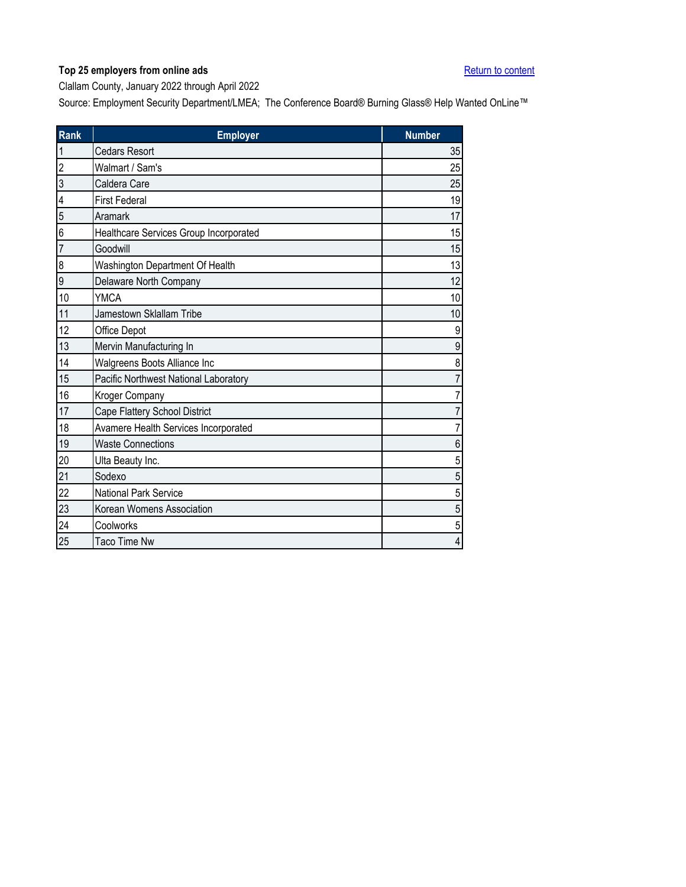**Top 25 employers from online ads**

Return to content

Clallam County, January 2022 through April 2022

Source: Employment Security Department/LMEA; The Conference Board® Burning Glass® Help Wanted OnLine™

| Rank | Employer | Number |
|---|---|---|
| 1 | Cedars Resort | 35 |
| 2 | Walmart / Sam's | 25 |
| 3 | Caldera Care | 25 |
| 4 | First Federal | 19 |
| 5 | Aramark | 17 |
| 6 | Healthcare Services Group Incorporated | 15 |
| 7 | Goodwill | 15 |
| 8 | Washington Department Of Health | 13 |
| 9 | Delaware North Company | 12 |
| 10 | YMCA | 10 |
| 11 | Jamestown Sklallam Tribe | 10 |
| 12 | Office Depot | 9 |
| 13 | Mervin Manufacturing In | 9 |
| 14 | Walgreens Boots Alliance Inc | 8 |
| 15 | Pacific Northwest National Laboratory | 7 |
| 16 | Kroger Company | 7 |
| 17 | Cape Flattery School District | 7 |
| 18 | Avamere Health Services Incorporated | 7 |
| 19 | Waste Connections | 6 |
| 20 | Ulta Beauty Inc. | 5 |
| 21 | Sodexo | 5 |
| 22 | National Park Service | 5 |
| 23 | Korean Womens Association | 5 |
| 24 | Coolworks | 5 |
| 25 | Taco Time Nw | 4 |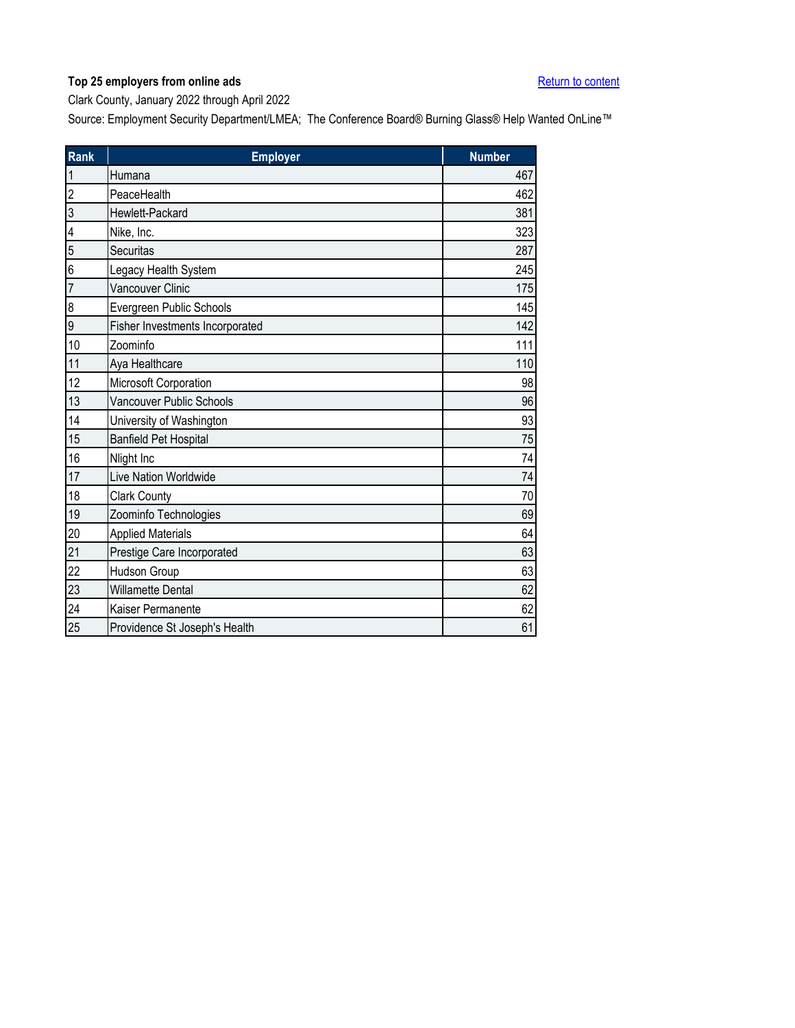**Top 25 employers from online ads**

Return to content

Clark County, January 2022 through April 2022

Source: Employment Security Department/LMEA; The Conference Board® Burning Glass® Help Wanted OnLine™

| Rank | Employer | Number |
|---|---|---|
| 1 | Humana | 467 |
| 2 | PeaceHealth | 462 |
| 3 | Hewlett-Packard | 381 |
| 4 | Nike, Inc. | 323 |
| 5 | Securitas | 287 |
| 6 | Legacy Health System | 245 |
| 7 | Vancouver Clinic | 175 |
| 8 | Evergreen Public Schools | 145 |
| 9 | Fisher Investments Incorporated | 142 |
| 10 | Zoominfo | 111 |
| 11 | Aya Healthcare | 110 |
| 12 | Microsoft Corporation | 98 |
| 13 | Vancouver Public Schools | 96 |
| 14 | University of Washington | 93 |
| 15 | Banfield Pet Hospital | 75 |
| 16 | Nlight Inc | 74 |
| 17 | Live Nation Worldwide | 74 |
| 18 | Clark County | 70 |
| 19 | Zoominfo Technologies | 69 |
| 20 | Applied Materials | 64 |
| 21 | Prestige Care Incorporated | 63 |
| 22 | Hudson Group | 63 |
| 23 | Willamette Dental | 62 |
| 24 | Kaiser Permanente | 62 |
| 25 | Providence St Joseph's Health | 61 |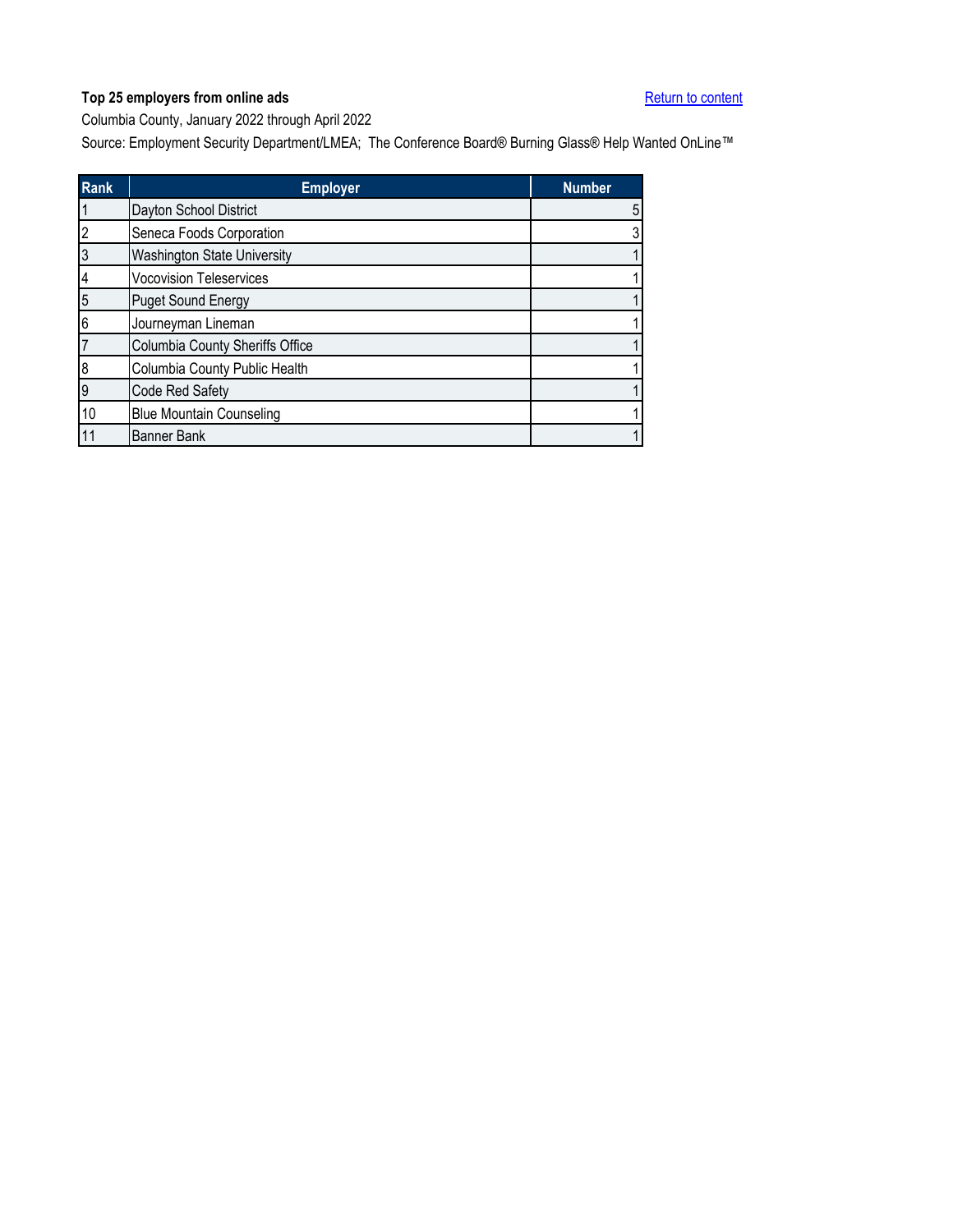**Top 25 employers from online ads**

Return to content

Columbia County, January 2022 through April 2022

Source: Employment Security Department/LMEA; The Conference Board® Burning Glass® Help Wanted OnLine™

| Rank | Employer | Number |
|---|---|---|
| 1 | Dayton School District | 5 |
| 2 | Seneca Foods Corporation | 3 |
| 3 | Washington State University | 1 |
| 4 | Vocovision Teleservices | 1 |
| 5 | Puget Sound Energy | 1 |
| 6 | Journeyman Lineman | 1 |
| 7 | Columbia County Sheriffs Office | 1 |
| 8 | Columbia County Public Health | 1 |
| 9 | Code Red Safety | 1 |
| 10 | Blue Mountain Counseling | 1 |
| 11 | Banner Bank | 1 |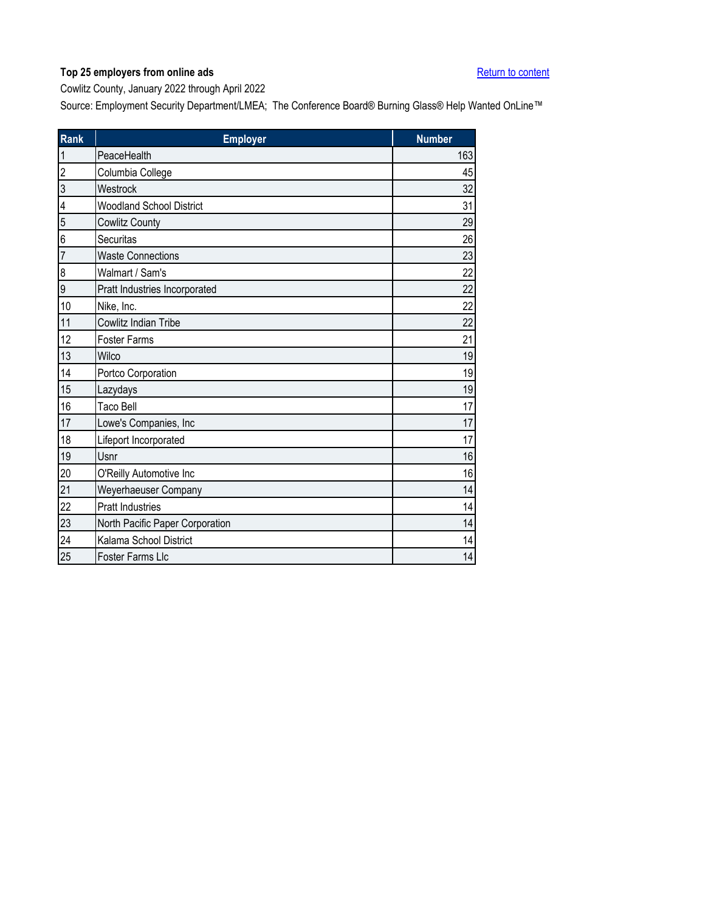**Top 25 employers from online ads**

Return to content

Cowlitz County, January 2022 through April 2022

Source: Employment Security Department/LMEA; The Conference Board® Burning Glass® Help Wanted OnLine™

| Rank | Employer | Number |
|---|---|---|
| 1 | PeaceHealth | 163 |
| 2 | Columbia College | 45 |
| 3 | Westrock | 32 |
| 4 | Woodland School District | 31 |
| 5 | Cowlitz County | 29 |
| 6 | Securitas | 26 |
| 7 | Waste Connections | 23 |
| 8 | Walmart / Sam's | 22 |
| 9 | Pratt Industries Incorporated | 22 |
| 10 | Nike, Inc. | 22 |
| 11 | Cowlitz Indian Tribe | 22 |
| 12 | Foster Farms | 21 |
| 13 | Wilco | 19 |
| 14 | Portco Corporation | 19 |
| 15 | Lazydays | 19 |
| 16 | Taco Bell | 17 |
| 17 | Lowe's Companies, Inc | 17 |
| 18 | Lifeport Incorporated | 17 |
| 19 | Usnr | 16 |
| 20 | O'Reilly Automotive Inc | 16 |
| 21 | Weyerhaeuser Company | 14 |
| 22 | Pratt Industries | 14 |
| 23 | North Pacific Paper Corporation | 14 |
| 24 | Kalama School District | 14 |
| 25 | Foster Farms Llc | 14 |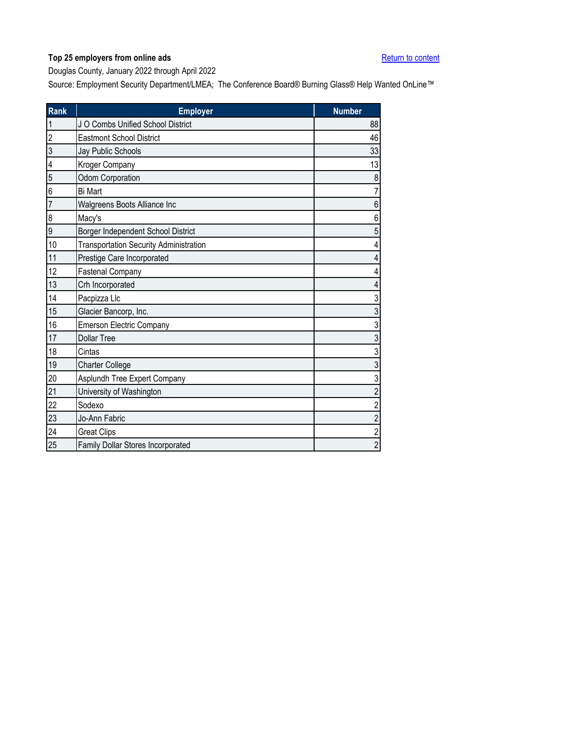**Top 25 employers from online ads**

Return to content

Douglas County, January 2022 through April 2022

Source: Employment Security Department/LMEA; The Conference Board® Burning Glass® Help Wanted OnLine™

| Rank | Employer | Number |
|---|---|---|
| 1 | J O Combs Unified School District | 88 |
| 2 | Eastmont School District | 46 |
| 3 | Jay Public Schools | 33 |
| 4 | Kroger Company | 13 |
| 5 | Odom Corporation | 8 |
| 6 | Bi Mart | 7 |
| 7 | Walgreens Boots Alliance Inc | 6 |
| 8 | Macy's | 6 |
| 9 | Borger Independent School District | 5 |
| 10 | Transportation Security Administration | 4 |
| 11 | Prestige Care Incorporated | 4 |
| 12 | Fastenal Company | 4 |
| 13 | Crh Incorporated | 4 |
| 14 | Pacpizza Llc | 3 |
| 15 | Glacier Bancorp, Inc. | 3 |
| 16 | Emerson Electric Company | 3 |
| 17 | Dollar Tree | 3 |
| 18 | Cintas | 3 |
| 19 | Charter College | 3 |
| 20 | Asplundh Tree Expert Company | 3 |
| 21 | University of Washington | 2 |
| 22 | Sodexo | 2 |
| 23 | Jo-Ann Fabric | 2 |
| 24 | Great Clips | 2 |
| 25 | Family Dollar Stores Incorporated | 2 |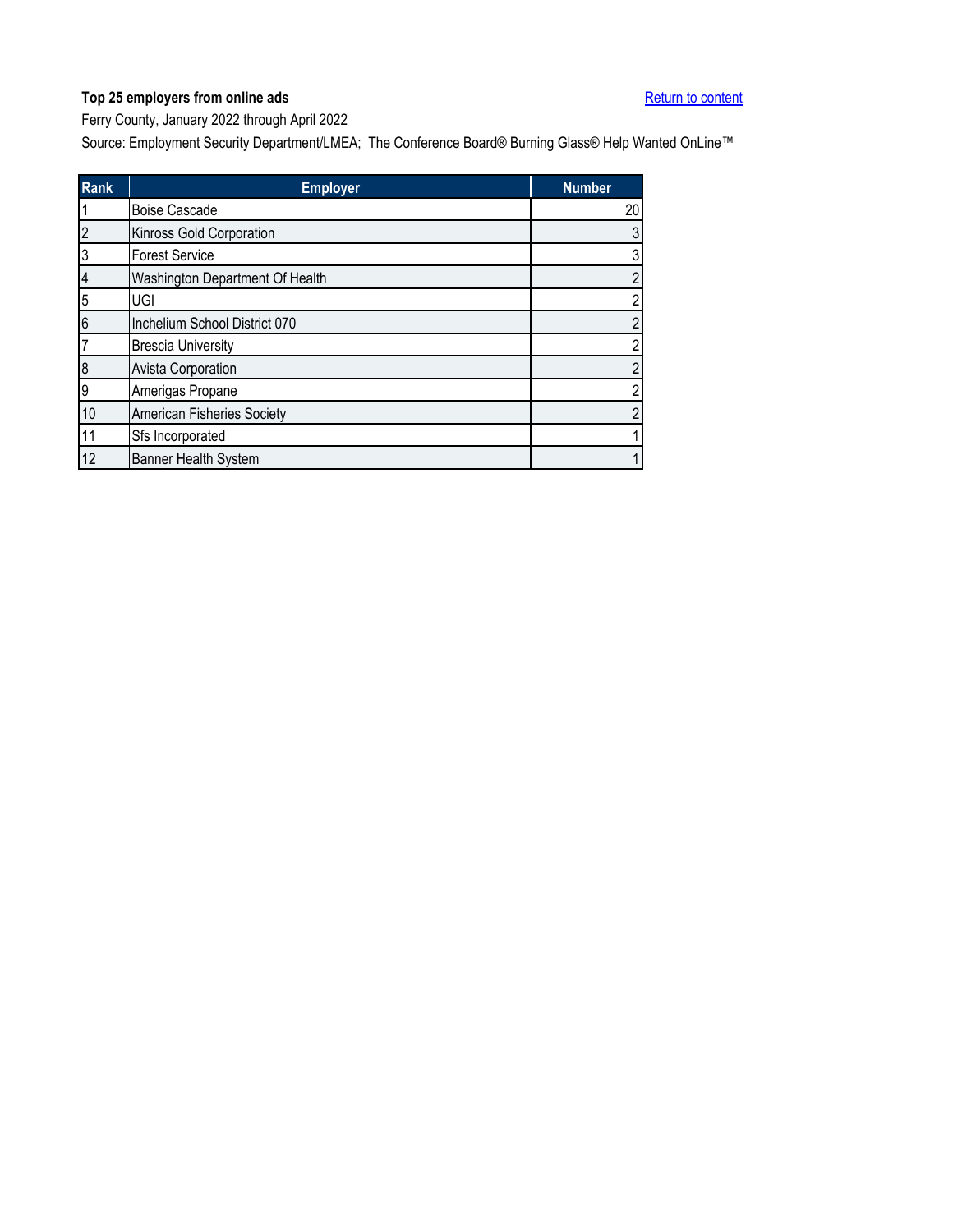**Top 25 employers from online ads**

[Return to content]

Ferry County, January 2022 through April 2022

Source: Employment Security Department/LMEA; The Conference Board® Burning Glass® Help Wanted OnLine™

| Rank | Employer | Number |
|---|---|---|
| 1 | Boise Cascade | 20 |
| 2 | Kinross Gold Corporation | 3 |
| 3 | Forest Service | 3 |
| 4 | Washington Department Of Health | 2 |
| 5 | UGI | 2 |
| 6 | Inchelium School District 070 | 2 |
| 7 | Brescia University | 2 |
| 8 | Avista Corporation | 2 |
| 9 | Amerigas Propane | 2 |
| 10 | American Fisheries Society | 2 |
| 11 | Sfs Incorporated | 1 |
| 12 | Banner Health System | 1 |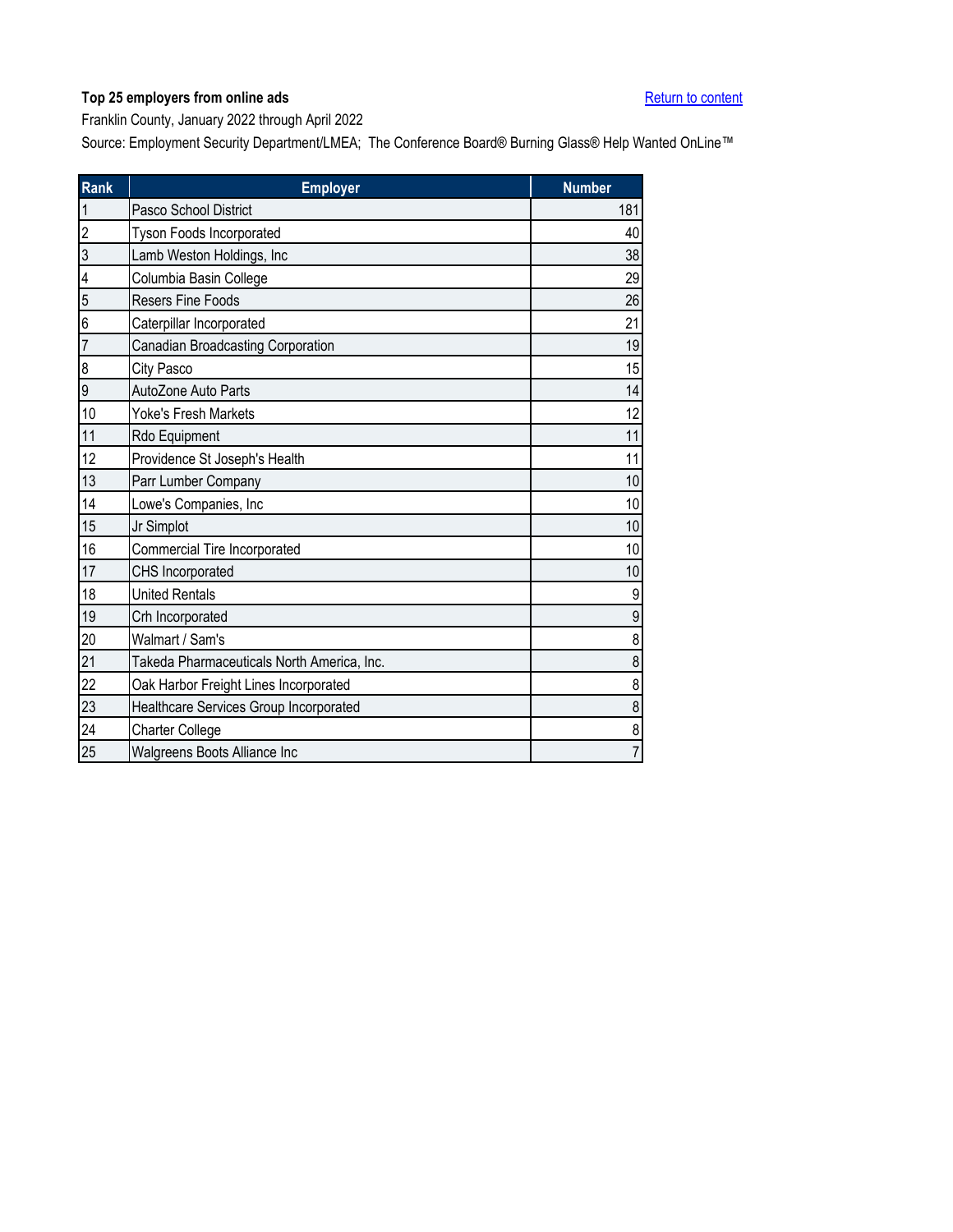**Top 25 employers from online ads**

Return to content

Franklin County, January 2022 through April 2022

Source: Employment Security Department/LMEA; The Conference Board® Burning Glass® Help Wanted OnLine™

| Rank | Employer | Number |
|---|---|---|
| 1 | Pasco School District | 181 |
| 2 | Tyson Foods Incorporated | 40 |
| 3 | Lamb Weston Holdings, Inc | 38 |
| 4 | Columbia Basin College | 29 |
| 5 | Resers Fine Foods | 26 |
| 6 | Caterpillar Incorporated | 21 |
| 7 | Canadian Broadcasting Corporation | 19 |
| 8 | City Pasco | 15 |
| 9 | AutoZone Auto Parts | 14 |
| 10 | Yoke's Fresh Markets | 12 |
| 11 | Rdo Equipment | 11 |
| 12 | Providence St Joseph's Health | 11 |
| 13 | Parr Lumber Company | 10 |
| 14 | Lowe's Companies, Inc | 10 |
| 15 | Jr Simplot | 10 |
| 16 | Commercial Tire Incorporated | 10 |
| 17 | CHS Incorporated | 10 |
| 18 | United Rentals | 9 |
| 19 | Crh Incorporated | 9 |
| 20 | Walmart / Sam's | 8 |
| 21 | Takeda Pharmaceuticals North America, Inc. | 8 |
| 22 | Oak Harbor Freight Lines Incorporated | 8 |
| 23 | Healthcare Services Group Incorporated | 8 |
| 24 | Charter College | 8 |
| 25 | Walgreens Boots Alliance Inc | 7 |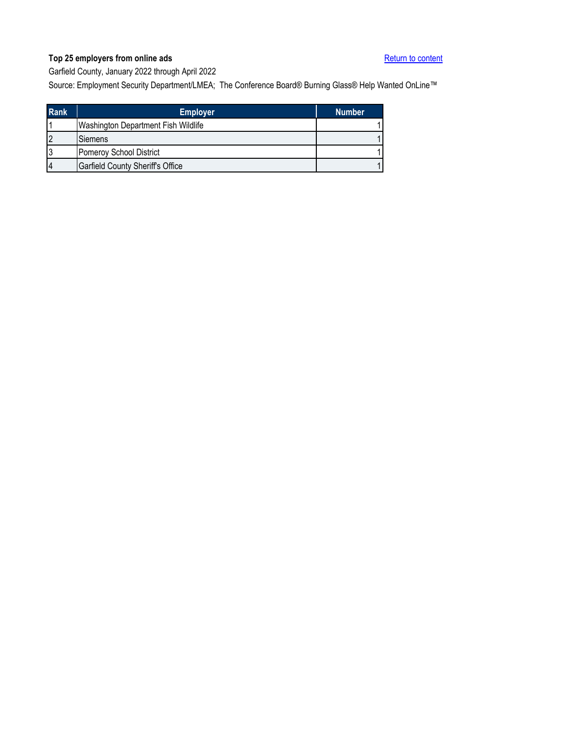**Top 25 employers from online ads**

Return to content

Garfield County, January 2022 through April 2022

Source: Employment Security Department/LMEA; The Conference Board® Burning Glass® Help Wanted OnLine™

| Rank | Employer | Number |
|---|---|---|
| 1 | Washington Department Fish Wildlife | 1 |
| 2 | Siemens | 1 |
| 3 | Pomeroy School District | 1 |
| 4 | Garfield County Sheriff's Office | 1 |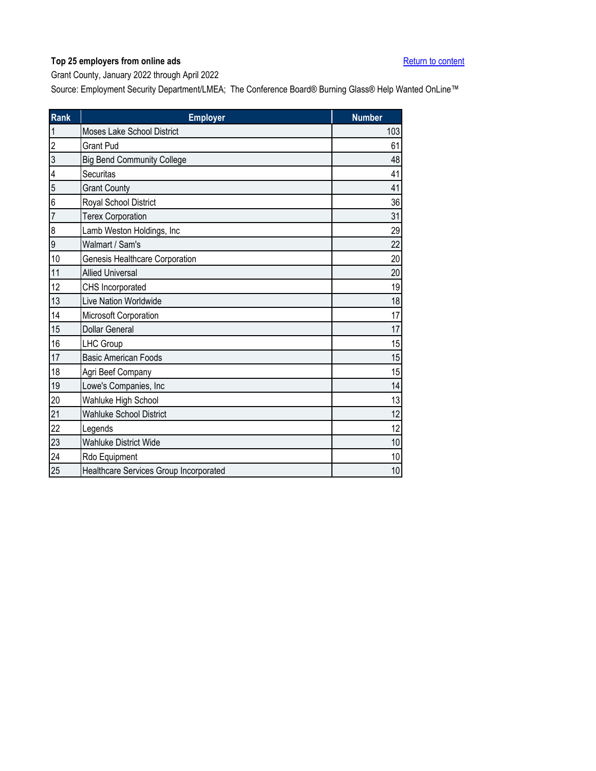**Top 25 employers from online ads**

Return to content

Grant County, January 2022 through April 2022

Source: Employment Security Department/LMEA; The Conference Board® Burning Glass® Help Wanted OnLine™

| Rank | Employer | Number |
|---|---|---|
| 1 | Moses Lake School District | 103 |
| 2 | Grant Pud | 61 |
| 3 | Big Bend Community College | 48 |
| 4 | Securitas | 41 |
| 5 | Grant County | 41 |
| 6 | Royal School District | 36 |
| 7 | Terex Corporation | 31 |
| 8 | Lamb Weston Holdings, Inc | 29 |
| 9 | Walmart / Sam's | 22 |
| 10 | Genesis Healthcare Corporation | 20 |
| 11 | Allied Universal | 20 |
| 12 | CHS Incorporated | 19 |
| 13 | Live Nation Worldwide | 18 |
| 14 | Microsoft Corporation | 17 |
| 15 | Dollar General | 17 |
| 16 | LHC Group | 15 |
| 17 | Basic American Foods | 15 |
| 18 | Agri Beef Company | 15 |
| 19 | Lowe's Companies, Inc | 14 |
| 20 | Wahluke High School | 13 |
| 21 | Wahluke School District | 12 |
| 22 | Legends | 12 |
| 23 | Wahluke District Wide | 10 |
| 24 | Rdo Equipment | 10 |
| 25 | Healthcare Services Group Incorporated | 10 |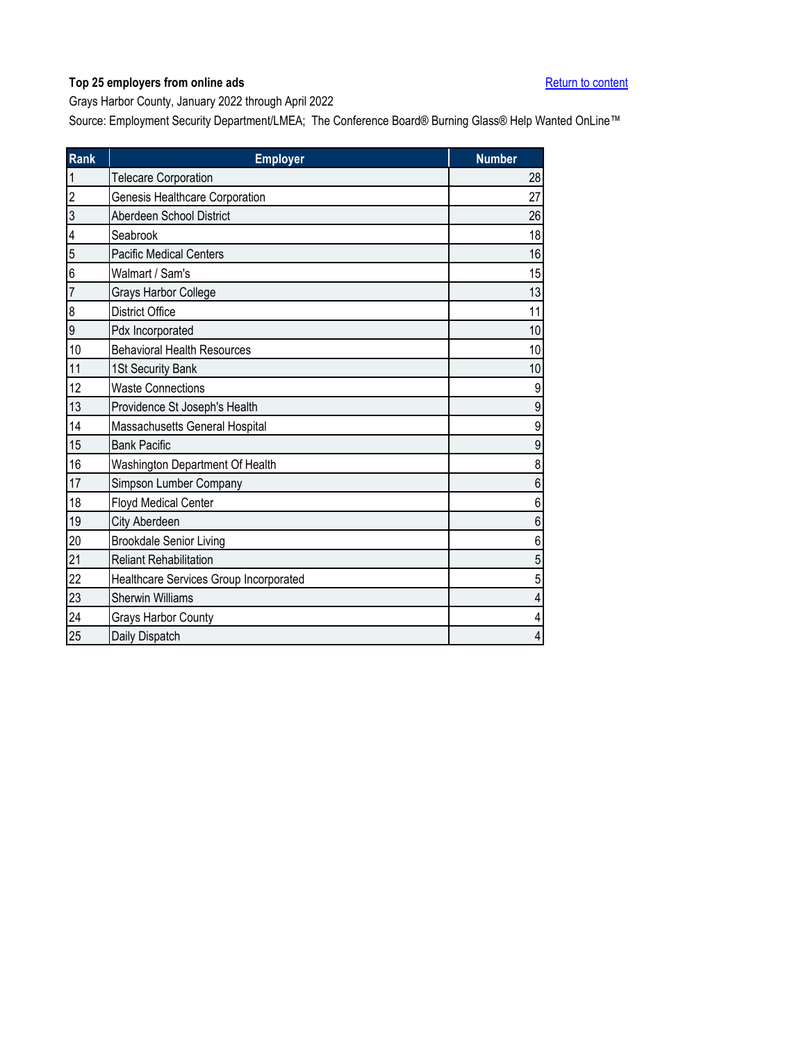**Top 25 employers from online ads**

Return to content

Grays Harbor County, January 2022 through April 2022

Source: Employment Security Department/LMEA; The Conference Board® Burning Glass® Help Wanted OnLine™

| Rank | Employer | Number |
|---|---|---|
| 1 | Telecare Corporation | 28 |
| 2 | Genesis Healthcare Corporation | 27 |
| 3 | Aberdeen School District | 26 |
| 4 | Seabrook | 18 |
| 5 | Pacific Medical Centers | 16 |
| 6 | Walmart / Sam's | 15 |
| 7 | Grays Harbor College | 13 |
| 8 | District Office | 11 |
| 9 | Pdx Incorporated | 10 |
| 10 | Behavioral Health Resources | 10 |
| 11 | 1St Security Bank | 10 |
| 12 | Waste Connections | 9 |
| 13 | Providence St Joseph's Health | 9 |
| 14 | Massachusetts General Hospital | 9 |
| 15 | Bank Pacific | 9 |
| 16 | Washington Department Of Health | 8 |
| 17 | Simpson Lumber Company | 6 |
| 18 | Floyd Medical Center | 6 |
| 19 | City Aberdeen | 6 |
| 20 | Brookdale Senior Living | 6 |
| 21 | Reliant Rehabilitation | 5 |
| 22 | Healthcare Services Group Incorporated | 5 |
| 23 | Sherwin Williams | 4 |
| 24 | Grays Harbor County | 4 |
| 25 | Daily Dispatch | 4 |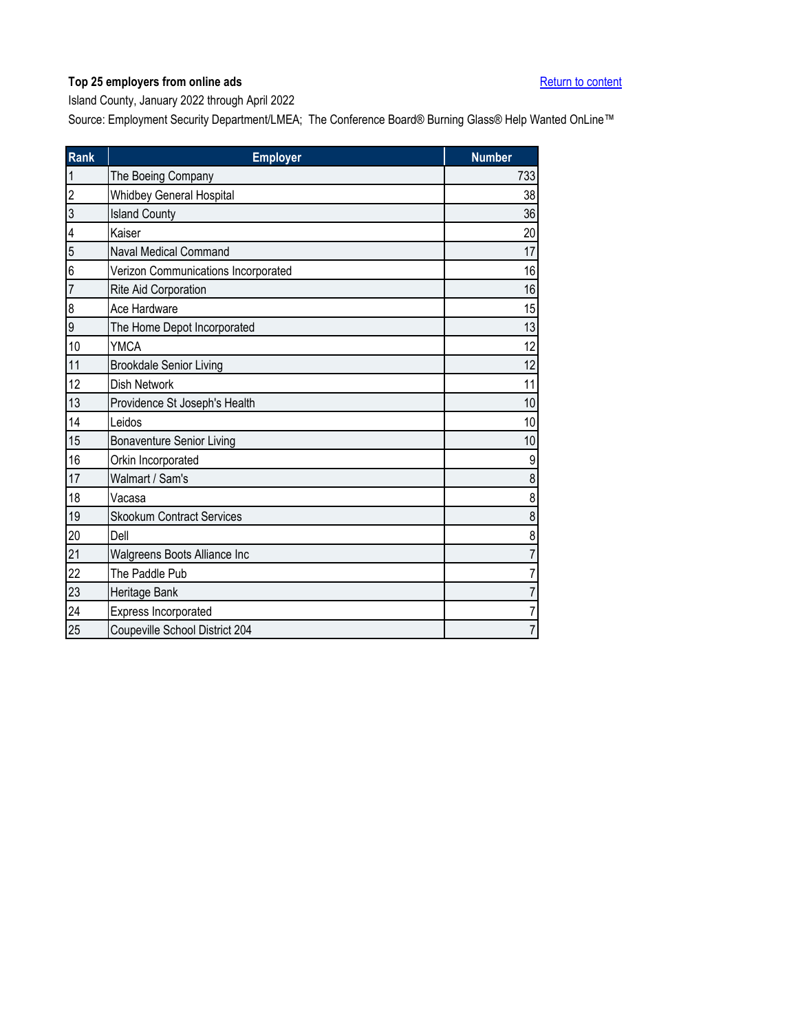**Top 25 employers from online ads**

[Return to content]

Island County, January 2022 through April 2022

Source: Employment Security Department/LMEA; The Conference Board® Burning Glass® Help Wanted OnLine™

| Rank | Employer | Number |
|---|---|---|
| 1 | The Boeing Company | 733 |
| 2 | Whidbey General Hospital | 38 |
| 3 | Island County | 36 |
| 4 | Kaiser | 20 |
| 5 | Naval Medical Command | 17 |
| 6 | Verizon Communications Incorporated | 16 |
| 7 | Rite Aid Corporation | 16 |
| 8 | Ace Hardware | 15 |
| 9 | The Home Depot Incorporated | 13 |
| 10 | YMCA | 12 |
| 11 | Brookdale Senior Living | 12 |
| 12 | Dish Network | 11 |
| 13 | Providence St Joseph's Health | 10 |
| 14 | Leidos | 10 |
| 15 | Bonaventure Senior Living | 10 |
| 16 | Orkin Incorporated | 9 |
| 17 | Walmart / Sam's | 8 |
| 18 | Vacasa | 8 |
| 19 | Skookum Contract Services | 8 |
| 20 | Dell | 8 |
| 21 | Walgreens Boots Alliance Inc | 7 |
| 22 | The Paddle Pub | 7 |
| 23 | Heritage Bank | 7 |
| 24 | Express Incorporated | 7 |
| 25 | Coupeville School District 204 | 7 |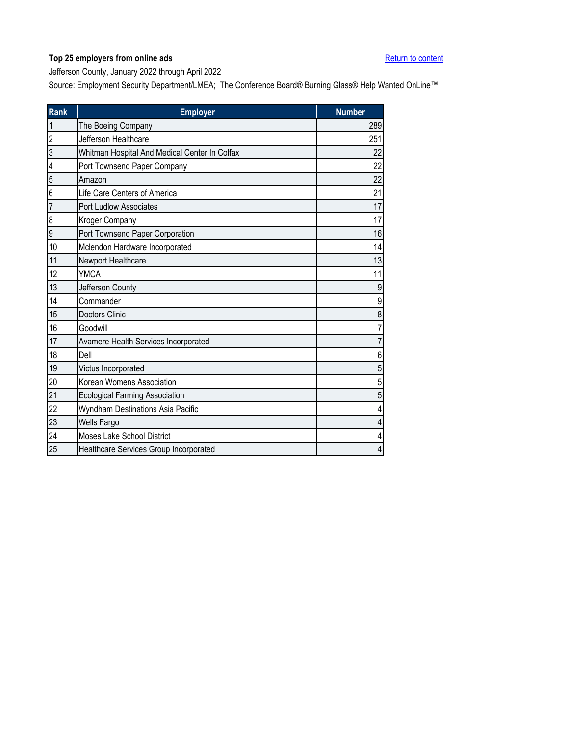**Top 25 employers from online ads**

[Return to content]

Jefferson County, January 2022 through April 2022

Source: Employment Security Department/LMEA; The Conference Board® Burning Glass® Help Wanted OnLine™

| Rank | Employer | Number |
|---|---|---|
| 1 | The Boeing Company | 289 |
| 2 | Jefferson Healthcare | 251 |
| 3 | Whitman Hospital And Medical Center In Colfax | 22 |
| 4 | Port Townsend Paper Company | 22 |
| 5 | Amazon | 22 |
| 6 | Life Care Centers of America | 21 |
| 7 | Port Ludlow Associates | 17 |
| 8 | Kroger Company | 17 |
| 9 | Port Townsend Paper Corporation | 16 |
| 10 | Mclendon Hardware Incorporated | 14 |
| 11 | Newport Healthcare | 13 |
| 12 | YMCA | 11 |
| 13 | Jefferson County | 9 |
| 14 | Commander | 9 |
| 15 | Doctors Clinic | 8 |
| 16 | Goodwill | 7 |
| 17 | Avamere Health Services Incorporated | 7 |
| 18 | Dell | 6 |
| 19 | Victus Incorporated | 5 |
| 20 | Korean Womens Association | 5 |
| 21 | Ecological Farming Association | 5 |
| 22 | Wyndham Destinations Asia Pacific | 4 |
| 23 | Wells Fargo | 4 |
| 24 | Moses Lake School District | 4 |
| 25 | Healthcare Services Group Incorporated | 4 |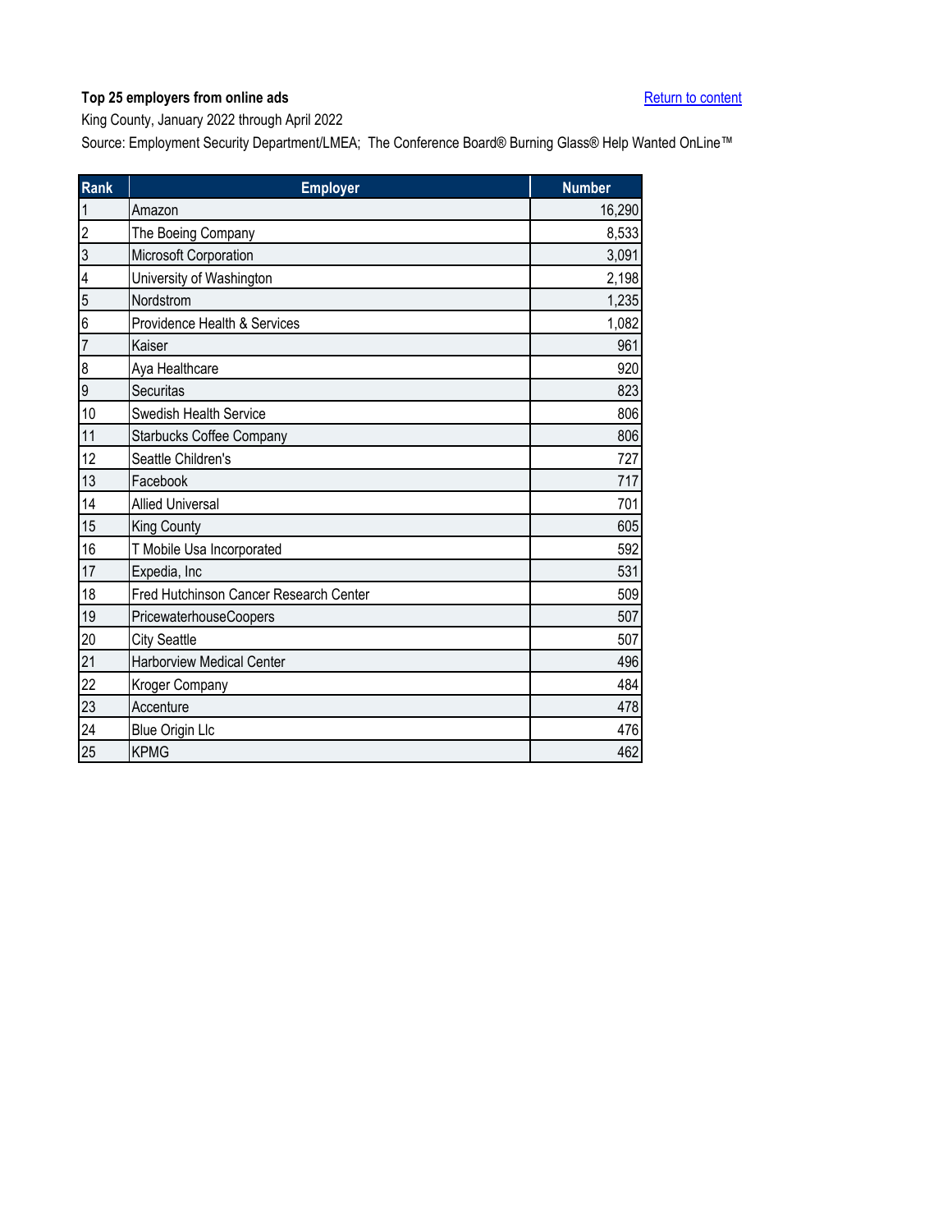**Top 25 employers from online ads**

Return to content

King County, January 2022 through April 2022

Source: Employment Security Department/LMEA; The Conference Board® Burning Glass® Help Wanted OnLine™

| Rank | Employer | Number |
|---|---|---|
| 1 | Amazon | 16,290 |
| 2 | The Boeing Company | 8,533 |
| 3 | Microsoft Corporation | 3,091 |
| 4 | University of Washington | 2,198 |
| 5 | Nordstrom | 1,235 |
| 6 | Providence Health & Services | 1,082 |
| 7 | Kaiser | 961 |
| 8 | Aya Healthcare | 920 |
| 9 | Securitas | 823 |
| 10 | Swedish Health Service | 806 |
| 11 | Starbucks Coffee Company | 806 |
| 12 | Seattle Children's | 727 |
| 13 | Facebook | 717 |
| 14 | Allied Universal | 701 |
| 15 | King County | 605 |
| 16 | T Mobile Usa Incorporated | 592 |
| 17 | Expedia, Inc | 531 |
| 18 | Fred Hutchinson Cancer Research Center | 509 |
| 19 | PricewaterhouseCoopers | 507 |
| 20 | City Seattle | 507 |
| 21 | Harborview Medical Center | 496 |
| 22 | Kroger Company | 484 |
| 23 | Accenture | 478 |
| 24 | Blue Origin Llc | 476 |
| 25 | KPMG | 462 |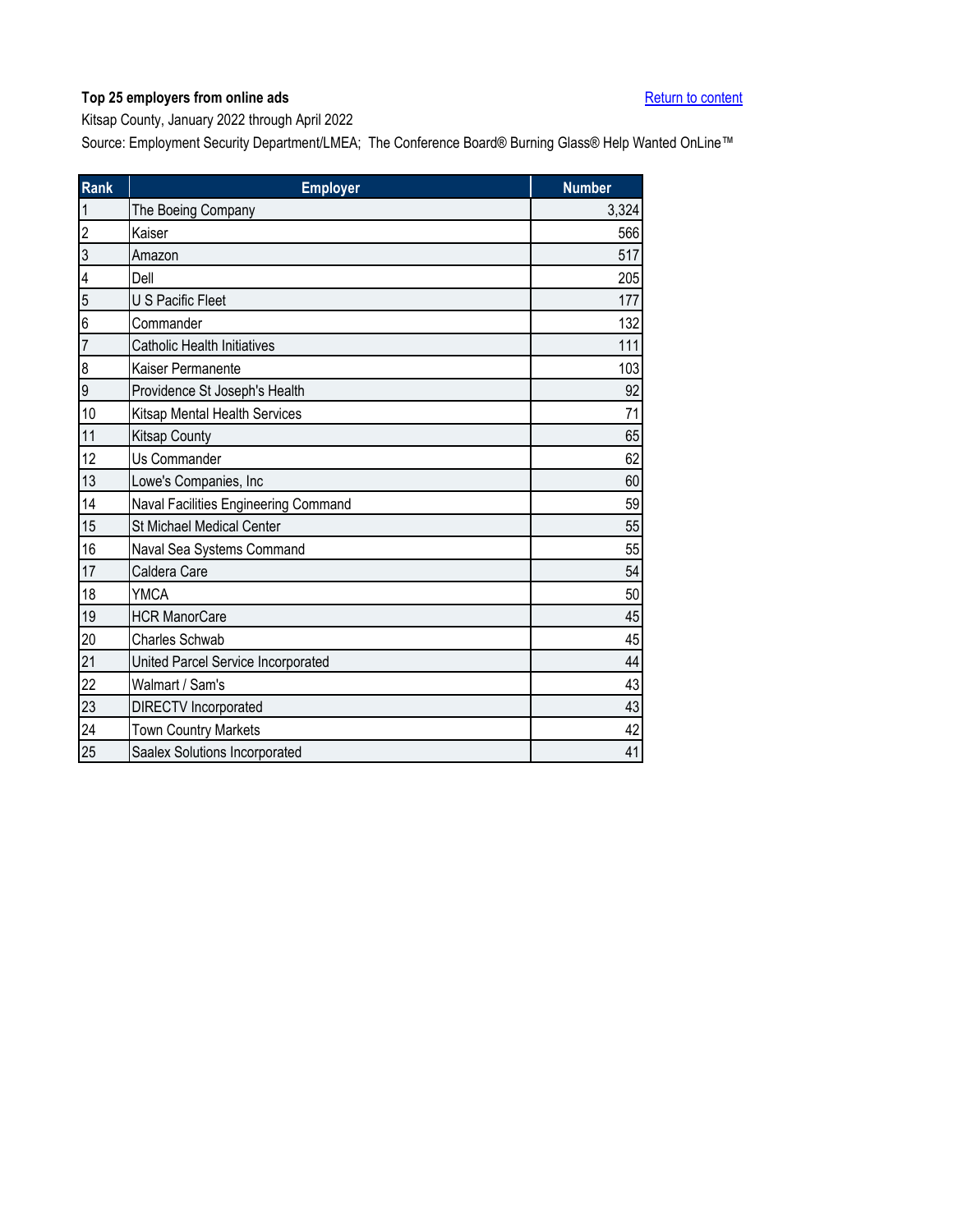**Top 25 employers from online ads**

Return to content

Kitsap County, January 2022 through April 2022

Source: Employment Security Department/LMEA; The Conference Board® Burning Glass® Help Wanted OnLine™

| Rank | Employer | Number |
|---|---|---|
| 1 | The Boeing Company | 3,324 |
| 2 | Kaiser | 566 |
| 3 | Amazon | 517 |
| 4 | Dell | 205 |
| 5 | U S Pacific Fleet | 177 |
| 6 | Commander | 132 |
| 7 | Catholic Health Initiatives | 111 |
| 8 | Kaiser Permanente | 103 |
| 9 | Providence St Joseph's Health | 92 |
| 10 | Kitsap Mental Health Services | 71 |
| 11 | Kitsap County | 65 |
| 12 | Us Commander | 62 |
| 13 | Lowe's Companies, Inc | 60 |
| 14 | Naval Facilities Engineering Command | 59 |
| 15 | St Michael Medical Center | 55 |
| 16 | Naval Sea Systems Command | 55 |
| 17 | Caldera Care | 54 |
| 18 | YMCA | 50 |
| 19 | HCR ManorCare | 45 |
| 20 | Charles Schwab | 45 |
| 21 | United Parcel Service Incorporated | 44 |
| 22 | Walmart / Sam's | 43 |
| 23 | DIRECTV Incorporated | 43 |
| 24 | Town Country Markets | 42 |
| 25 | Saalex Solutions Incorporated | 41 |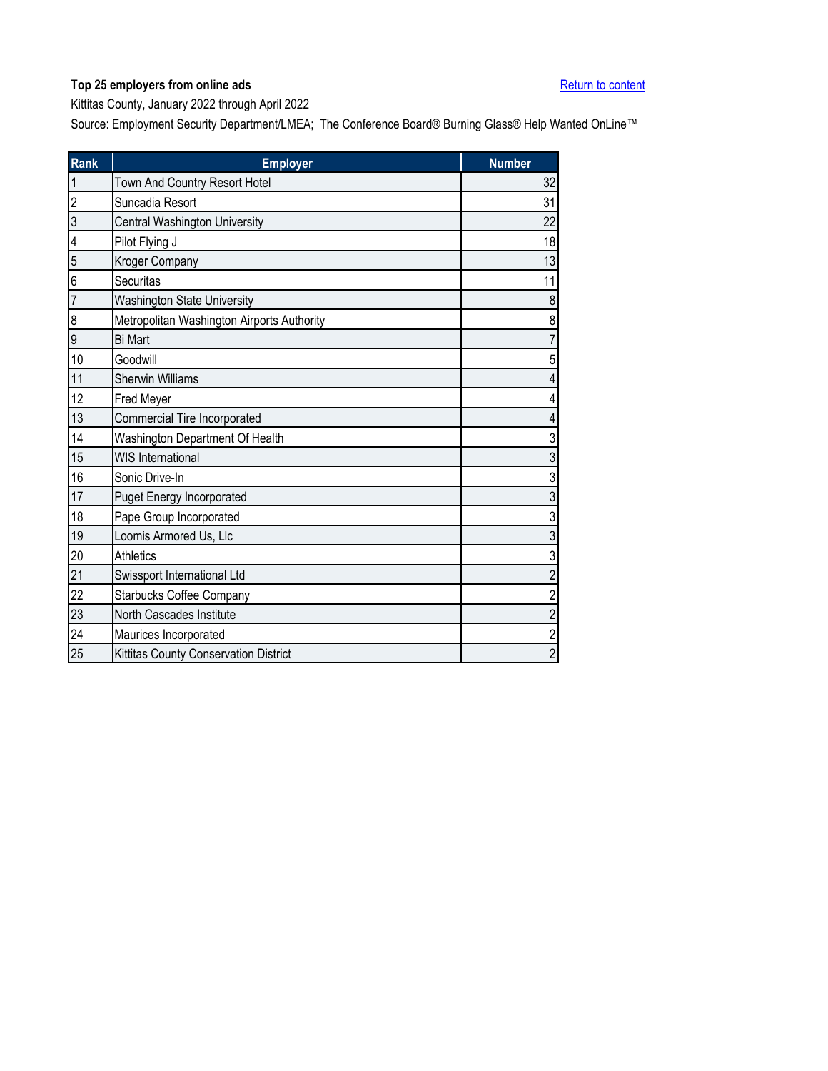**Top 25 employers from online ads**

Return to content

Kittitas County, January 2022 through April 2022

Source: Employment Security Department/LMEA; The Conference Board® Burning Glass® Help Wanted OnLine™

| Rank | Employer | Number |
|---|---|---|
| 1 | Town And Country Resort Hotel | 32 |
| 2 | Suncadia Resort | 31 |
| 3 | Central Washington University | 22 |
| 4 | Pilot Flying J | 18 |
| 5 | Kroger Company | 13 |
| 6 | Securitas | 11 |
| 7 | Washington State University | 8 |
| 8 | Metropolitan Washington Airports Authority | 8 |
| 9 | Bi Mart | 7 |
| 10 | Goodwill | 5 |
| 11 | Sherwin Williams | 4 |
| 12 | Fred Meyer | 4 |
| 13 | Commercial Tire Incorporated | 4 |
| 14 | Washington Department Of Health | 3 |
| 15 | WIS International | 3 |
| 16 | Sonic Drive-In | 3 |
| 17 | Puget Energy Incorporated | 3 |
| 18 | Pape Group Incorporated | 3 |
| 19 | Loomis Armored Us, Llc | 3 |
| 20 | Athletics | 3 |
| 21 | Swissport International Ltd | 2 |
| 22 | Starbucks Coffee Company | 2 |
| 23 | North Cascades Institute | 2 |
| 24 | Maurices Incorporated | 2 |
| 25 | Kittitas County Conservation District | 2 |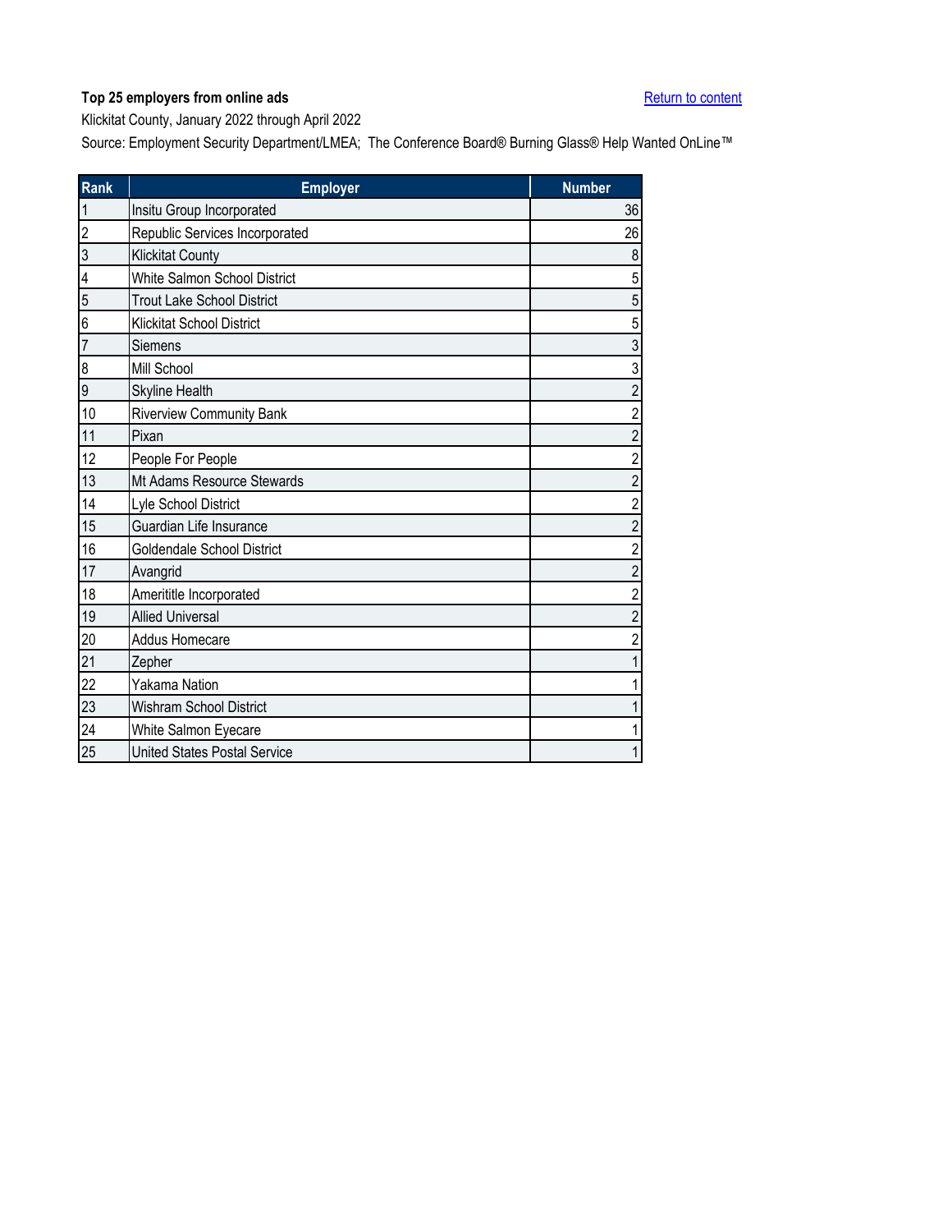**Top 25 employers from online ads**

Return to content

Klickitat County, January 2022 through April 2022

Source: Employment Security Department/LMEA; The Conference Board® Burning Glass® Help Wanted OnLine™

| Rank | Employer | Number |
|---|---|---|
| 1 | Insitu Group Incorporated | 36 |
| 2 | Republic Services Incorporated | 26 |
| 3 | Klickitat County | 8 |
| 4 | White Salmon School District | 5 |
| 5 | Trout Lake School District | 5 |
| 6 | Klickitat School District | 5 |
| 7 | Siemens | 3 |
| 8 | Mill School | 3 |
| 9 | Skyline Health | 2 |
| 10 | Riverview Community Bank | 2 |
| 11 | Pixan | 2 |
| 12 | People For People | 2 |
| 13 | Mt Adams Resource Stewards | 2 |
| 14 | Lyle School District | 2 |
| 15 | Guardian Life Insurance | 2 |
| 16 | Goldendale School District | 2 |
| 17 | Avangrid | 2 |
| 18 | Amerititle Incorporated | 2 |
| 19 | Allied Universal | 2 |
| 20 | Addus Homecare | 2 |
| 21 | Zepher | 1 |
| 22 | Yakama Nation | 1 |
| 23 | Wishram School District | 1 |
| 24 | White Salmon Eyecare | 1 |
| 25 | United States Postal Service | 1 |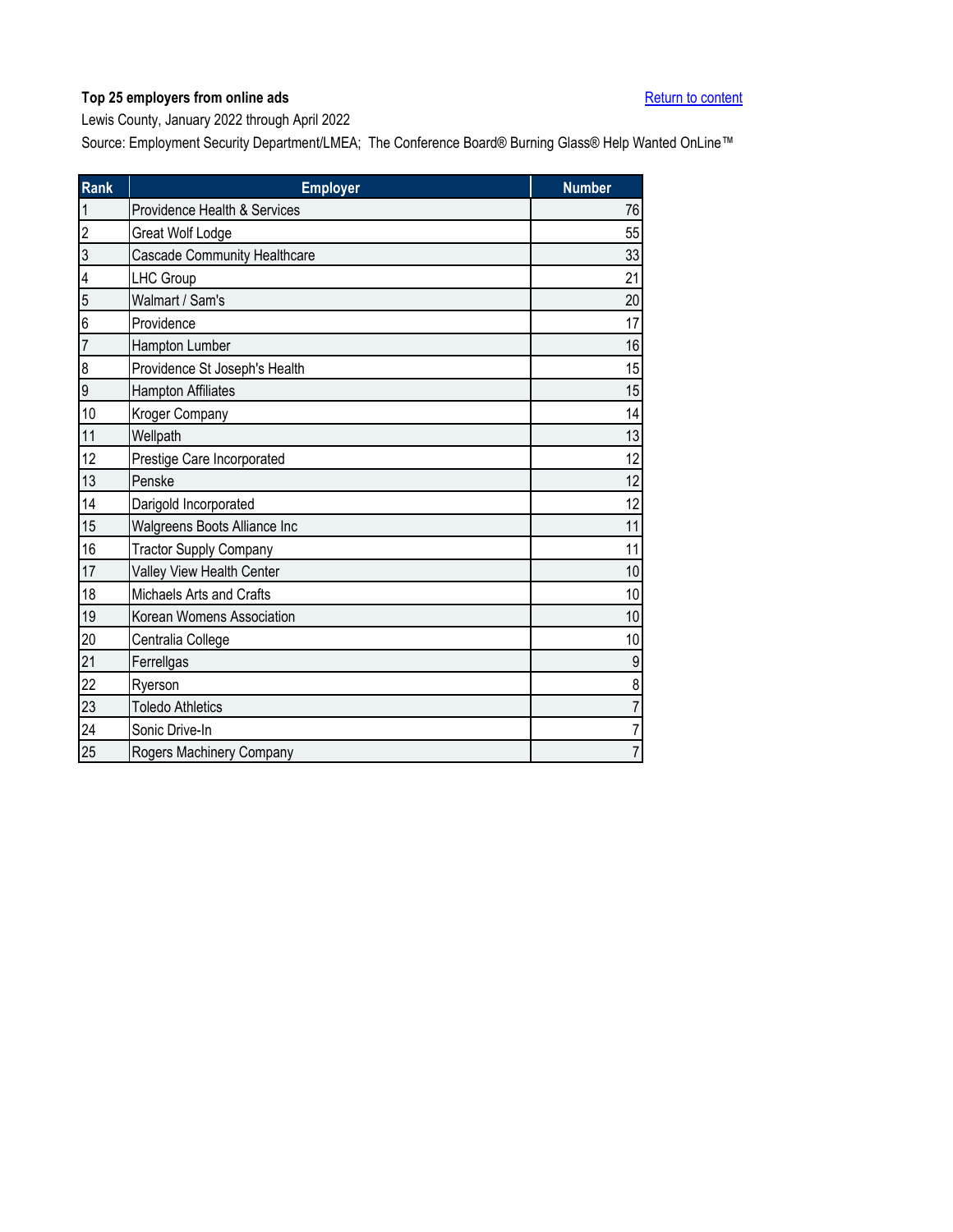**Top 25 employers from online ads**

Return to content

Lewis County, January 2022 through April 2022

Source: Employment Security Department/LMEA; The Conference Board® Burning Glass® Help Wanted OnLine™

| Rank | Employer | Number |
|---|---|---|
| 1 | Providence Health & Services | 76 |
| 2 | Great Wolf Lodge | 55 |
| 3 | Cascade Community Healthcare | 33 |
| 4 | LHC Group | 21 |
| 5 | Walmart / Sam's | 20 |
| 6 | Providence | 17 |
| 7 | Hampton Lumber | 16 |
| 8 | Providence St Joseph's Health | 15 |
| 9 | Hampton Affiliates | 15 |
| 10 | Kroger Company | 14 |
| 11 | Wellpath | 13 |
| 12 | Prestige Care Incorporated | 12 |
| 13 | Penske | 12 |
| 14 | Darigold Incorporated | 12 |
| 15 | Walgreens Boots Alliance Inc | 11 |
| 16 | Tractor Supply Company | 11 |
| 17 | Valley View Health Center | 10 |
| 18 | Michaels Arts and Crafts | 10 |
| 19 | Korean Womens Association | 10 |
| 20 | Centralia College | 10 |
| 21 | Ferrellgas | 9 |
| 22 | Ryerson | 8 |
| 23 | Toledo Athletics | 7 |
| 24 | Sonic Drive-In | 7 |
| 25 | Rogers Machinery Company | 7 |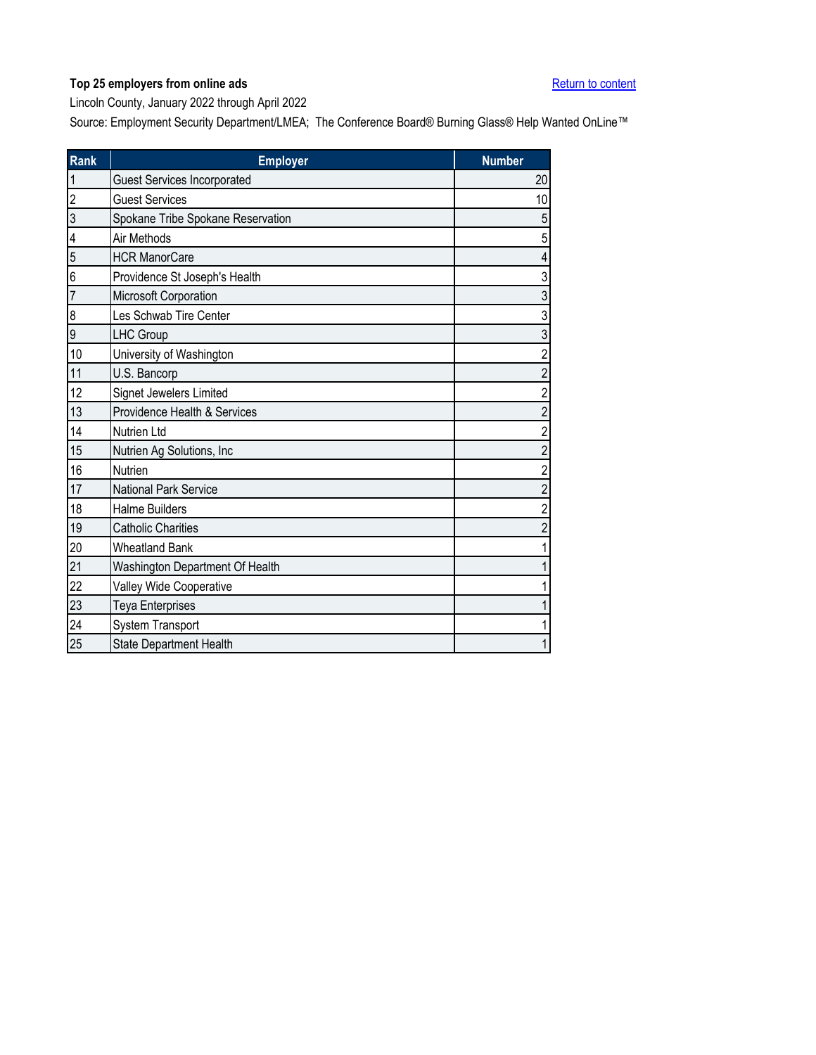**Top 25 employers from online ads**

Return to content

Lincoln County, January 2022 through April 2022

Source: Employment Security Department/LMEA; The Conference Board® Burning Glass® Help Wanted OnLine™

| Rank | Employer | Number |
|---|---|---|
| 1 | Guest Services Incorporated | 20 |
| 2 | Guest Services | 10 |
| 3 | Spokane Tribe Spokane Reservation | 5 |
| 4 | Air Methods | 5 |
| 5 | HCR ManorCare | 4 |
| 6 | Providence St Joseph's Health | 3 |
| 7 | Microsoft Corporation | 3 |
| 8 | Les Schwab Tire Center | 3 |
| 9 | LHC Group | 3 |
| 10 | University of Washington | 2 |
| 11 | U.S. Bancorp | 2 |
| 12 | Signet Jewelers Limited | 2 |
| 13 | Providence Health & Services | 2 |
| 14 | Nutrien Ltd | 2 |
| 15 | Nutrien Ag Solutions, Inc | 2 |
| 16 | Nutrien | 2 |
| 17 | National Park Service | 2 |
| 18 | Halme Builders | 2 |
| 19 | Catholic Charities | 2 |
| 20 | Wheatland Bank | 1 |
| 21 | Washington Department Of Health | 1 |
| 22 | Valley Wide Cooperative | 1 |
| 23 | Teya Enterprises | 1 |
| 24 | System Transport | 1 |
| 25 | State Department Health | 1 |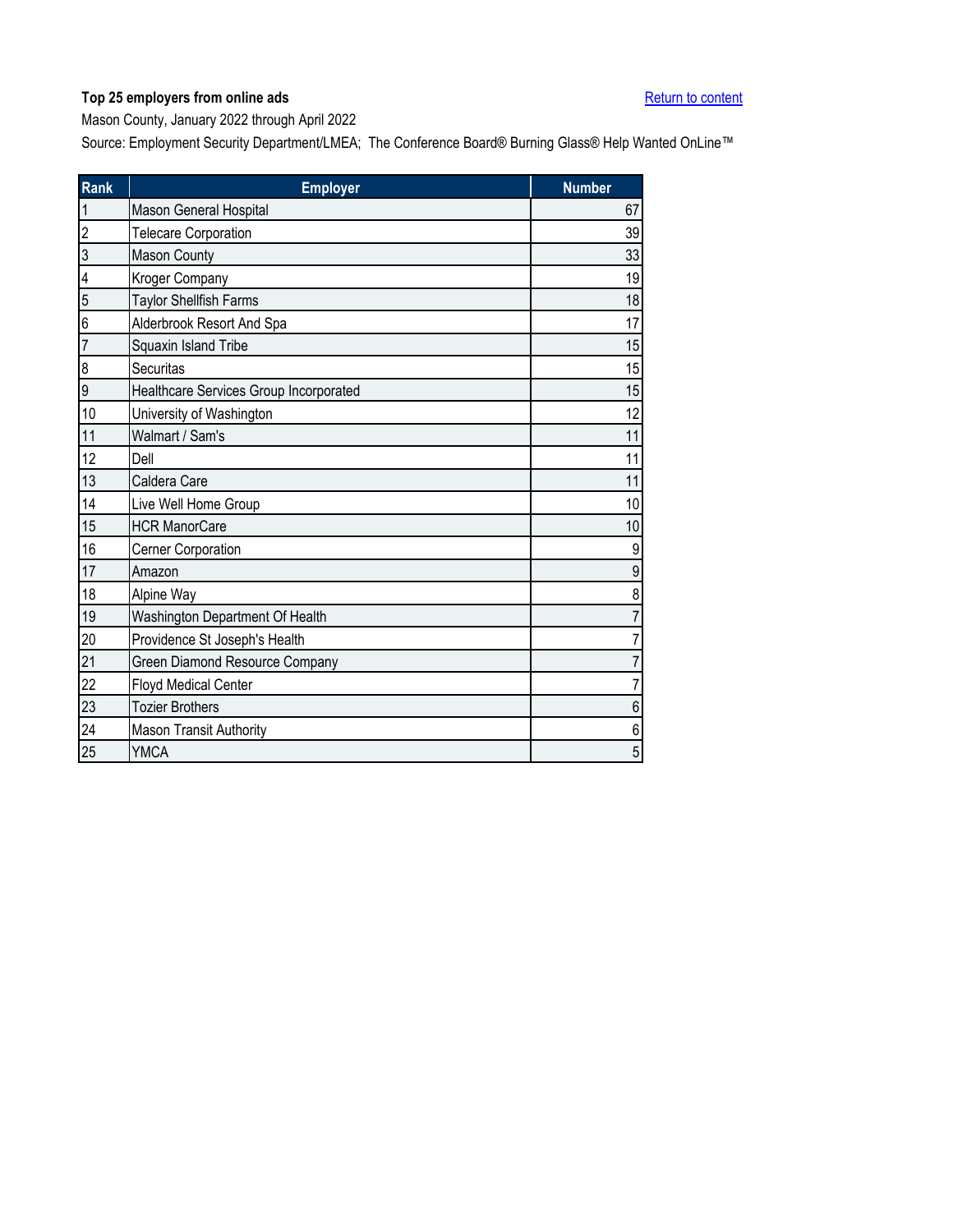**Top 25 employers from online ads**

Return to content

Mason County, January 2022 through April 2022

Source: Employment Security Department/LMEA; The Conference Board® Burning Glass® Help Wanted OnLine™

| Rank | Employer | Number |
|---|---|---|
| 1 | Mason General Hospital | 67 |
| 2 | Telecare Corporation | 39 |
| 3 | Mason County | 33 |
| 4 | Kroger Company | 19 |
| 5 | Taylor Shellfish Farms | 18 |
| 6 | Alderbrook Resort And Spa | 17 |
| 7 | Squaxin Island Tribe | 15 |
| 8 | Securitas | 15 |
| 9 | Healthcare Services Group Incorporated | 15 |
| 10 | University of Washington | 12 |
| 11 | Walmart / Sam's | 11 |
| 12 | Dell | 11 |
| 13 | Caldera Care | 11 |
| 14 | Live Well Home Group | 10 |
| 15 | HCR ManorCare | 10 |
| 16 | Cerner Corporation | 9 |
| 17 | Amazon | 9 |
| 18 | Alpine Way | 8 |
| 19 | Washington Department Of Health | 7 |
| 20 | Providence St Joseph's Health | 7 |
| 21 | Green Diamond Resource Company | 7 |
| 22 | Floyd Medical Center | 7 |
| 23 | Tozier Brothers | 6 |
| 24 | Mason Transit Authority | 6 |
| 25 | YMCA | 5 |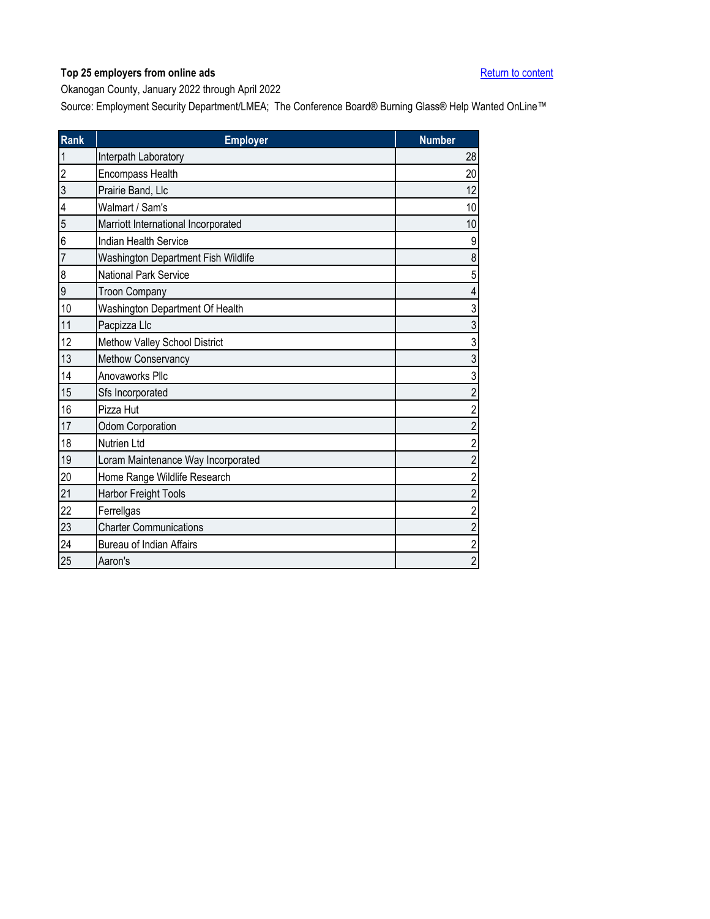**Top 25 employers from online ads**

[Return to content]

Okanogan County, January 2022 through April 2022

Source: Employment Security Department/LMEA; The Conference Board® Burning Glass® Help Wanted OnLine™

| Rank | Employer | Number |
|---|---|---|
| 1 | Interpath Laboratory | 28 |
| 2 | Encompass Health | 20 |
| 3 | Prairie Band, Llc | 12 |
| 4 | Walmart / Sam's | 10 |
| 5 | Marriott International Incorporated | 10 |
| 6 | Indian Health Service | 9 |
| 7 | Washington Department Fish Wildlife | 8 |
| 8 | National Park Service | 5 |
| 9 | Troon Company | 4 |
| 10 | Washington Department Of Health | 3 |
| 11 | Pacpizza Llc | 3 |
| 12 | Methow Valley School District | 3 |
| 13 | Methow Conservancy | 3 |
| 14 | Anovaworks Pllc | 3 |
| 15 | Sfs Incorporated | 2 |
| 16 | Pizza Hut | 2 |
| 17 | Odom Corporation | 2 |
| 18 | Nutrien Ltd | 2 |
| 19 | Loram Maintenance Way Incorporated | 2 |
| 20 | Home Range Wildlife Research | 2 |
| 21 | Harbor Freight Tools | 2 |
| 22 | Ferrellgas | 2 |
| 23 | Charter Communications | 2 |
| 24 | Bureau of Indian Affairs | 2 |
| 25 | Aaron's | 2 |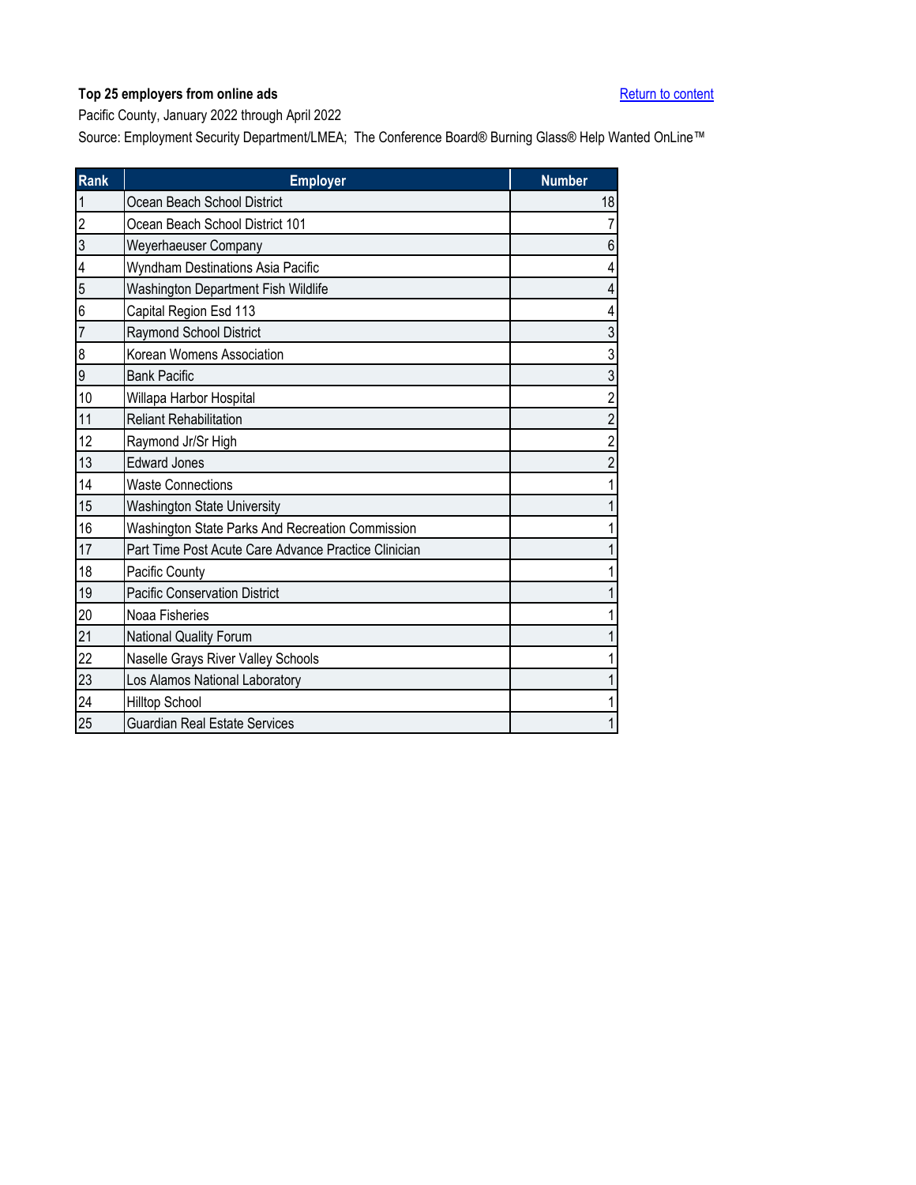**Top 25 employers from online ads**

Return to content

Pacific County, January 2022 through April 2022

Source: Employment Security Department/LMEA; The Conference Board® Burning Glass® Help Wanted OnLine™

| Rank | Employer | Number |
|---|---|---|
| 1 | Ocean Beach School District | 18 |
| 2 | Ocean Beach School District 101 | 7 |
| 3 | Weyerhaeuser Company | 6 |
| 4 | Wyndham Destinations Asia Pacific | 4 |
| 5 | Washington Department Fish Wildlife | 4 |
| 6 | Capital Region Esd 113 | 4 |
| 7 | Raymond School District | 3 |
| 8 | Korean Womens Association | 3 |
| 9 | Bank Pacific | 3 |
| 10 | Willapa Harbor Hospital | 2 |
| 11 | Reliant Rehabilitation | 2 |
| 12 | Raymond Jr/Sr High | 2 |
| 13 | Edward Jones | 2 |
| 14 | Waste Connections | 1 |
| 15 | Washington State University | 1 |
| 16 | Washington State Parks And Recreation Commission | 1 |
| 17 | Part Time Post Acute Care Advance Practice Clinician | 1 |
| 18 | Pacific County | 1 |
| 19 | Pacific Conservation District | 1 |
| 20 | Noaa Fisheries | 1 |
| 21 | National Quality Forum | 1 |
| 22 | Naselle Grays River Valley Schools | 1 |
| 23 | Los Alamos National Laboratory | 1 |
| 24 | Hilltop School | 1 |
| 25 | Guardian Real Estate Services | 1 |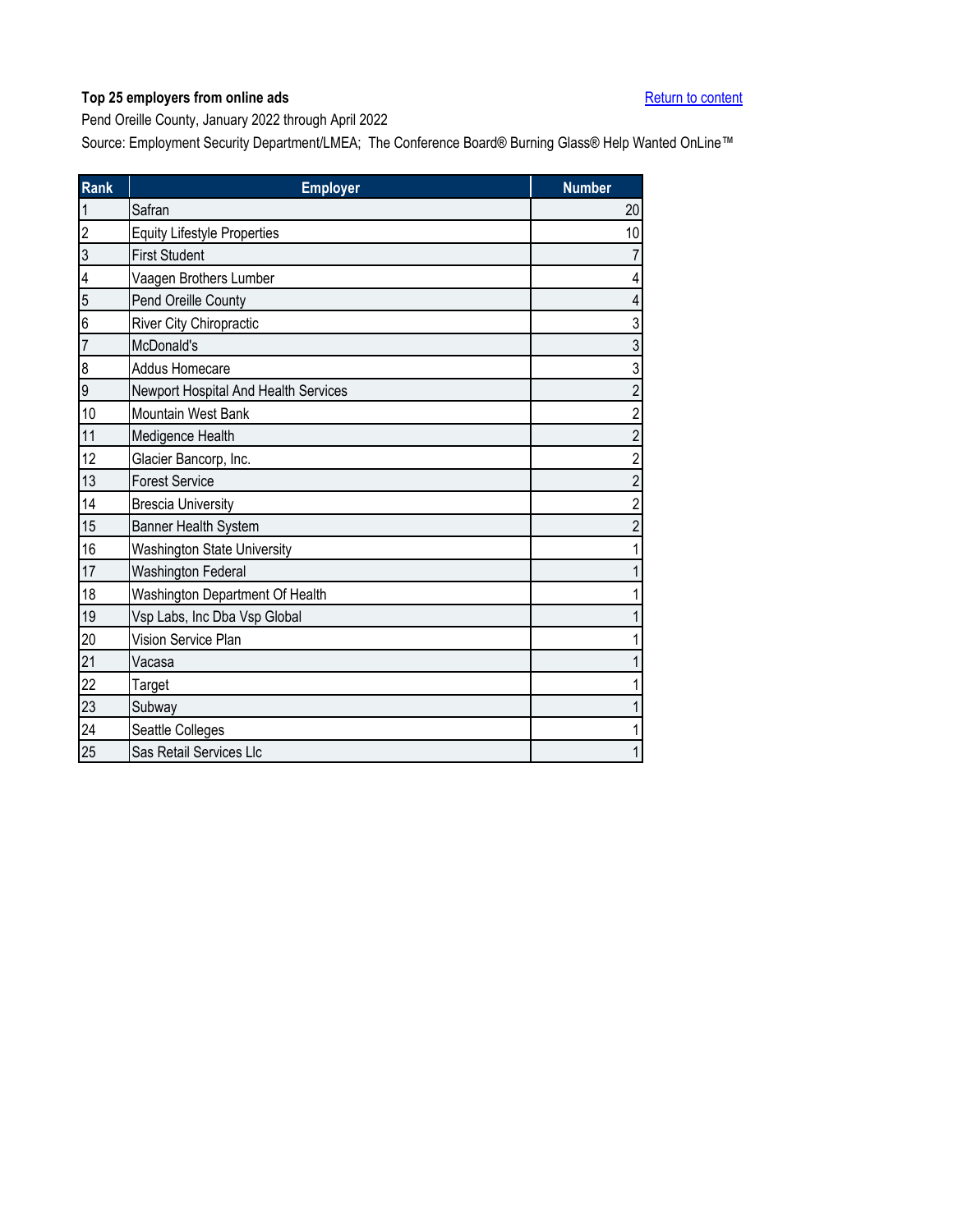**Top 25 employers from online ads**

Return to content

Pend Oreille County, January 2022 through April 2022

Source: Employment Security Department/LMEA; The Conference Board® Burning Glass® Help Wanted OnLine™

| Rank | Employer | Number |
|---|---|---|
| 1 | Safran | 20 |
| 2 | Equity Lifestyle Properties | 10 |
| 3 | First Student | 7 |
| 4 | Vaagen Brothers Lumber | 4 |
| 5 | Pend Oreille County | 4 |
| 6 | River City Chiropractic | 3 |
| 7 | McDonald's | 3 |
| 8 | Addus Homecare | 3 |
| 9 | Newport Hospital And Health Services | 2 |
| 10 | Mountain West Bank | 2 |
| 11 | Medigence Health | 2 |
| 12 | Glacier Bancorp, Inc. | 2 |
| 13 | Forest Service | 2 |
| 14 | Brescia University | 2 |
| 15 | Banner Health System | 2 |
| 16 | Washington State University | 1 |
| 17 | Washington Federal | 1 |
| 18 | Washington Department Of Health | 1 |
| 19 | Vsp Labs, Inc Dba Vsp Global | 1 |
| 20 | Vision Service Plan | 1 |
| 21 | Vacasa | 1 |
| 22 | Target | 1 |
| 23 | Subway | 1 |
| 24 | Seattle Colleges | 1 |
| 25 | Sas Retail Services Llc | 1 |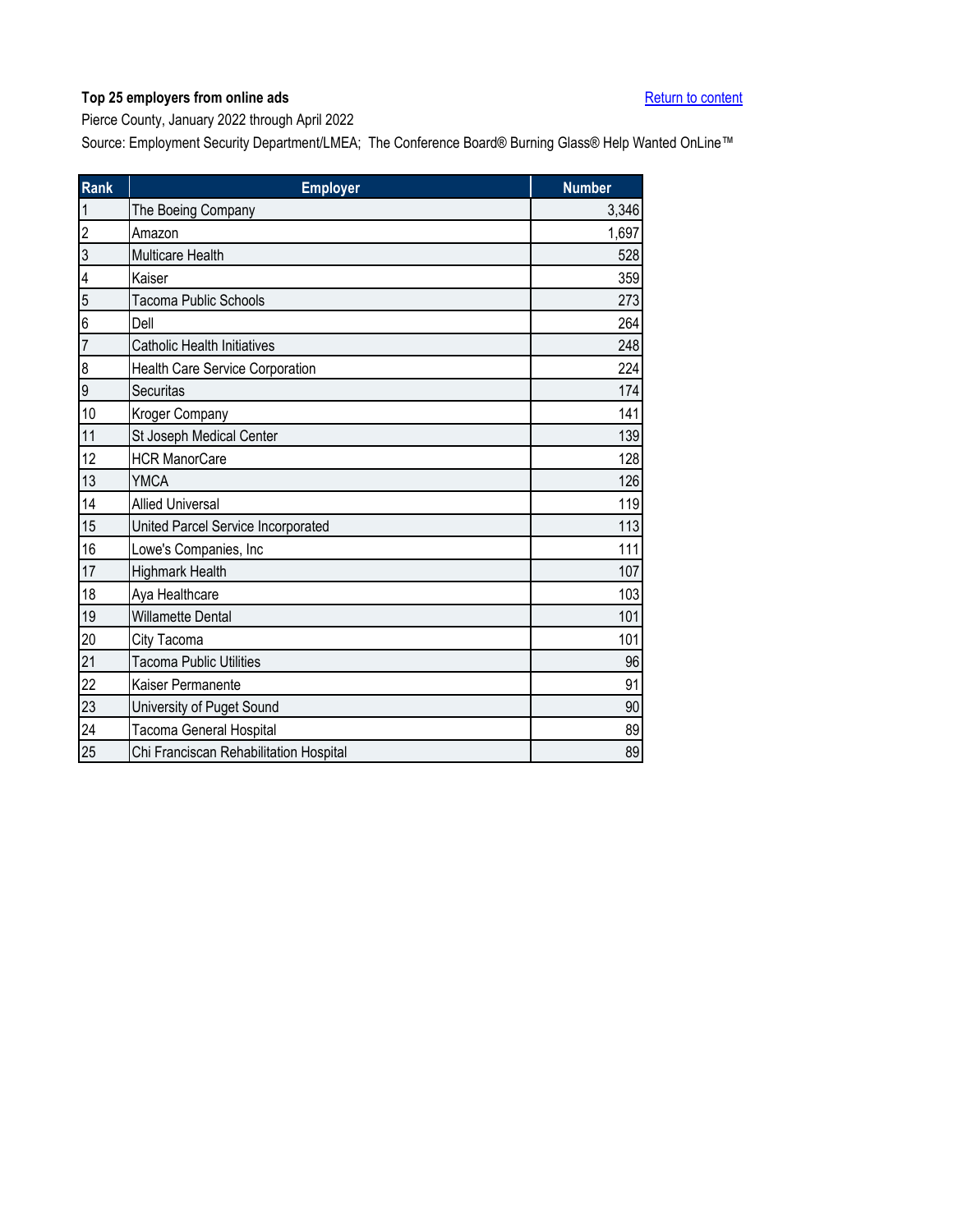**Top 25 employers from online ads**

Return to content

Pierce County, January 2022 through April 2022

Source: Employment Security Department/LMEA; The Conference Board® Burning Glass® Help Wanted OnLine™

| Rank | Employer | Number |
|---|---|---|
| 1 | The Boeing Company | 3,346 |
| 2 | Amazon | 1,697 |
| 3 | Multicare Health | 528 |
| 4 | Kaiser | 359 |
| 5 | Tacoma Public Schools | 273 |
| 6 | Dell | 264 |
| 7 | Catholic Health Initiatives | 248 |
| 8 | Health Care Service Corporation | 224 |
| 9 | Securitas | 174 |
| 10 | Kroger Company | 141 |
| 11 | St Joseph Medical Center | 139 |
| 12 | HCR ManorCare | 128 |
| 13 | YMCA | 126 |
| 14 | Allied Universal | 119 |
| 15 | United Parcel Service Incorporated | 113 |
| 16 | Lowe's Companies, Inc | 111 |
| 17 | Highmark Health | 107 |
| 18 | Aya Healthcare | 103 |
| 19 | Willamette Dental | 101 |
| 20 | City Tacoma | 101 |
| 21 | Tacoma Public Utilities | 96 |
| 22 | Kaiser Permanente | 91 |
| 23 | University of Puget Sound | 90 |
| 24 | Tacoma General Hospital | 89 |
| 25 | Chi Franciscan Rehabilitation Hospital | 89 |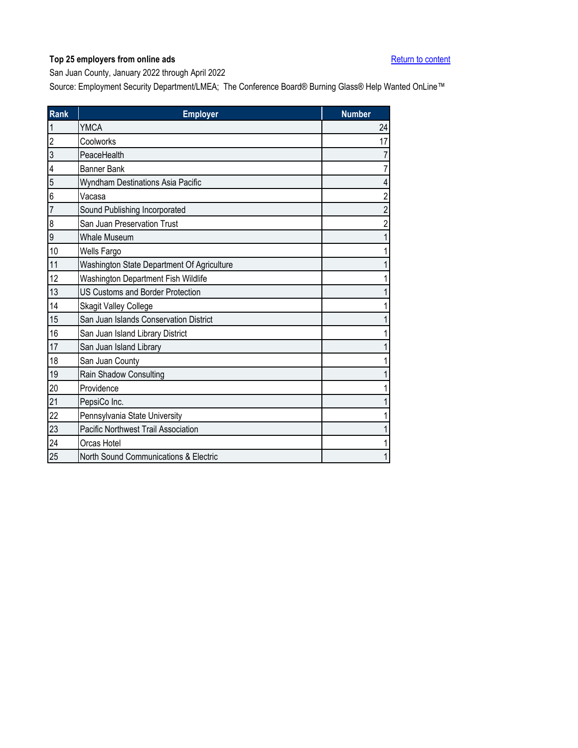**Top 25 employers from online ads**

[Return to content]

San Juan County, January 2022 through April 2022

Source: Employment Security Department/LMEA; The Conference Board® Burning Glass® Help Wanted OnLine™

| Rank | Employer | Number |
|---|---|---|
| 1 | YMCA | 24 |
| 2 | Coolworks | 17 |
| 3 | PeaceHealth | 7 |
| 4 | Banner Bank | 7 |
| 5 | Wyndham Destinations Asia Pacific | 4 |
| 6 | Vacasa | 2 |
| 7 | Sound Publishing Incorporated | 2 |
| 8 | San Juan Preservation Trust | 2 |
| 9 | Whale Museum | 1 |
| 10 | Wells Fargo | 1 |
| 11 | Washington State Department Of Agriculture | 1 |
| 12 | Washington Department Fish Wildlife | 1 |
| 13 | US Customs and Border Protection | 1 |
| 14 | Skagit Valley College | 1 |
| 15 | San Juan Islands Conservation District | 1 |
| 16 | San Juan Island Library District | 1 |
| 17 | San Juan Island Library | 1 |
| 18 | San Juan County | 1 |
| 19 | Rain Shadow Consulting | 1 |
| 20 | Providence | 1 |
| 21 | PepsiCo Inc. | 1 |
| 22 | Pennsylvania State University | 1 |
| 23 | Pacific Northwest Trail Association | 1 |
| 24 | Orcas Hotel | 1 |
| 25 | North Sound Communications & Electric | 1 |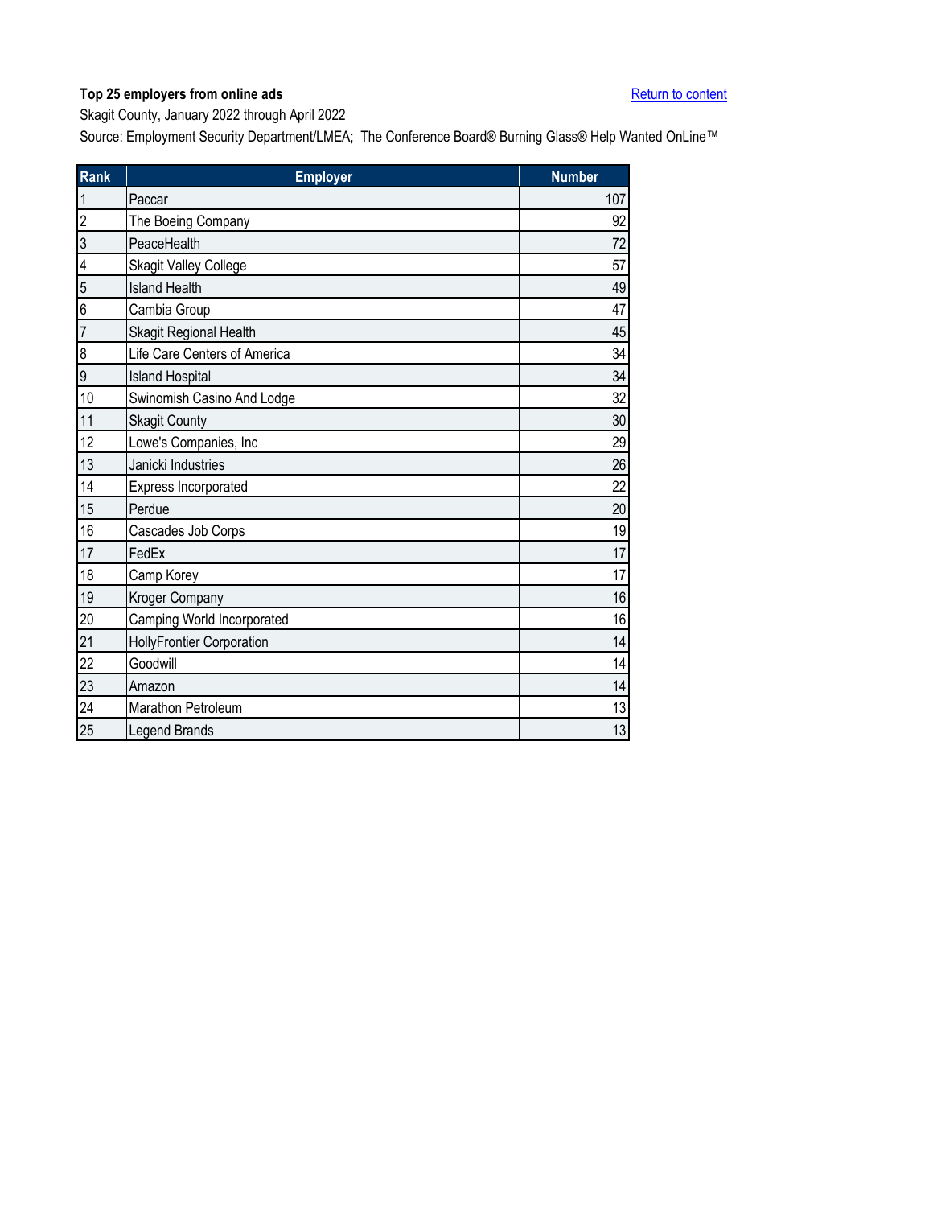**Top 25 employers from online ads**

Return to content

Skagit County, January 2022 through April 2022

Source: Employment Security Department/LMEA; The Conference Board® Burning Glass® Help Wanted OnLine™

| Rank | Employer | Number |
|---|---|---|
| 1 | Paccar | 107 |
| 2 | The Boeing Company | 92 |
| 3 | PeaceHealth | 72 |
| 4 | Skagit Valley College | 57 |
| 5 | Island Health | 49 |
| 6 | Cambia Group | 47 |
| 7 | Skagit Regional Health | 45 |
| 8 | Life Care Centers of America | 34 |
| 9 | Island Hospital | 34 |
| 10 | Swinomish Casino And Lodge | 32 |
| 11 | Skagit County | 30 |
| 12 | Lowe's Companies, Inc | 29 |
| 13 | Janicki Industries | 26 |
| 14 | Express Incorporated | 22 |
| 15 | Perdue | 20 |
| 16 | Cascades Job Corps | 19 |
| 17 | FedEx | 17 |
| 18 | Camp Korey | 17 |
| 19 | Kroger Company | 16 |
| 20 | Camping World Incorporated | 16 |
| 21 | HollyFrontier Corporation | 14 |
| 22 | Goodwill | 14 |
| 23 | Amazon | 14 |
| 24 | Marathon Petroleum | 13 |
| 25 | Legend Brands | 13 |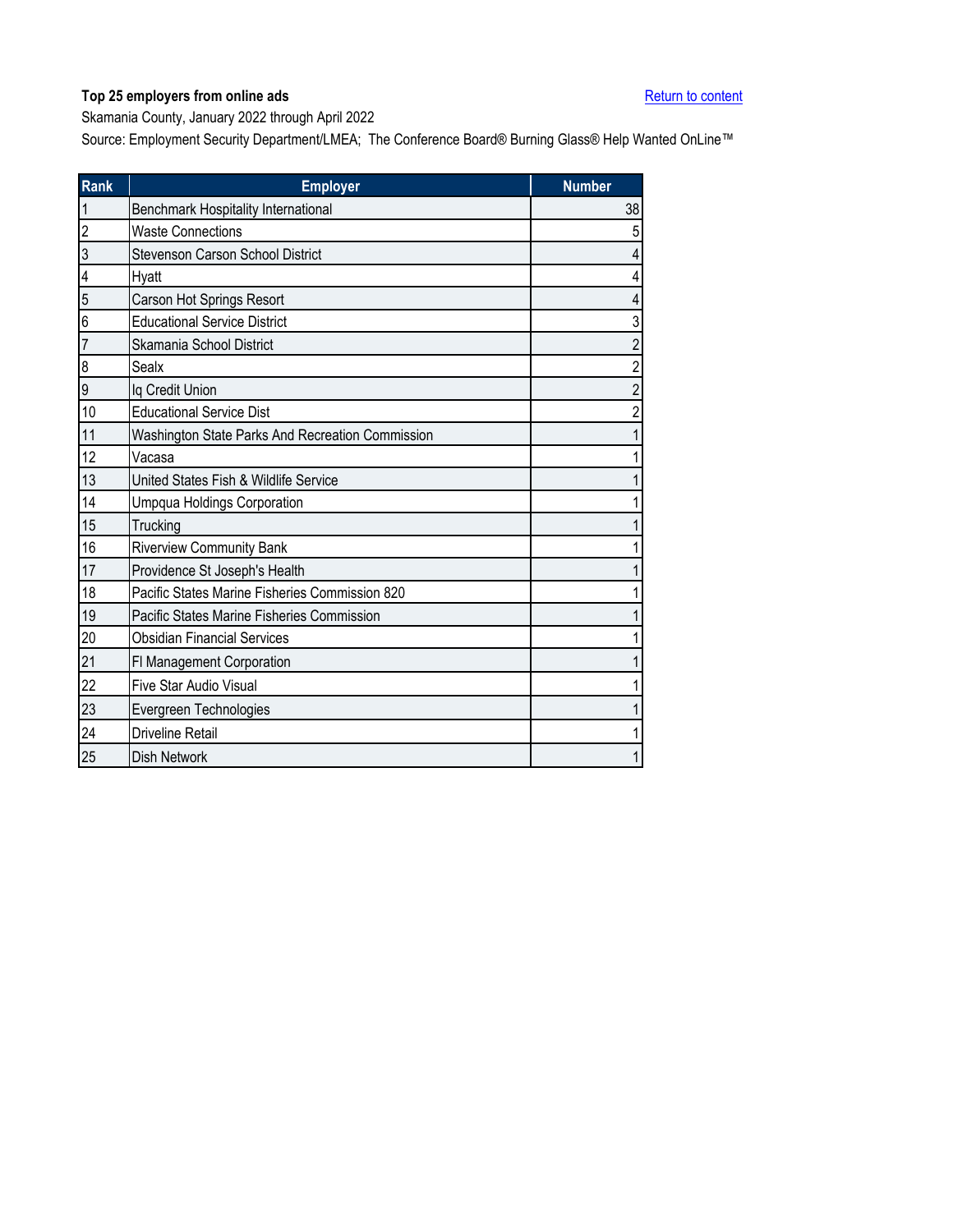**Top 25 employers from online ads**

Return to content

Skamania County, January 2022 through April 2022

Source: Employment Security Department/LMEA;  The Conference Board® Burning Glass® Help Wanted OnLine™

| Rank | Employer | Number |
|---|---|---|
| 1 | Benchmark Hospitality International | 38 |
| 2 | Waste Connections | 5 |
| 3 | Stevenson Carson School District | 4 |
| 4 | Hyatt | 4 |
| 5 | Carson Hot Springs Resort | 4 |
| 6 | Educational Service District | 3 |
| 7 | Skamania School District | 2 |
| 8 | Sealx | 2 |
| 9 | Iq Credit Union | 2 |
| 10 | Educational Service Dist | 2 |
| 11 | Washington State Parks And Recreation Commission | 1 |
| 12 | Vacasa | 1 |
| 13 | United States Fish & Wildlife Service | 1 |
| 14 | Umpqua Holdings Corporation | 1 |
| 15 | Trucking | 1 |
| 16 | Riverview Community Bank | 1 |
| 17 | Providence St Joseph's Health | 1 |
| 18 | Pacific States Marine Fisheries Commission 820 | 1 |
| 19 | Pacific States Marine Fisheries Commission | 1 |
| 20 | Obsidian Financial Services | 1 |
| 21 | Fl Management Corporation | 1 |
| 22 | Five Star Audio Visual | 1 |
| 23 | Evergreen Technologies | 1 |
| 24 | Driveline Retail | 1 |
| 25 | Dish Network | 1 |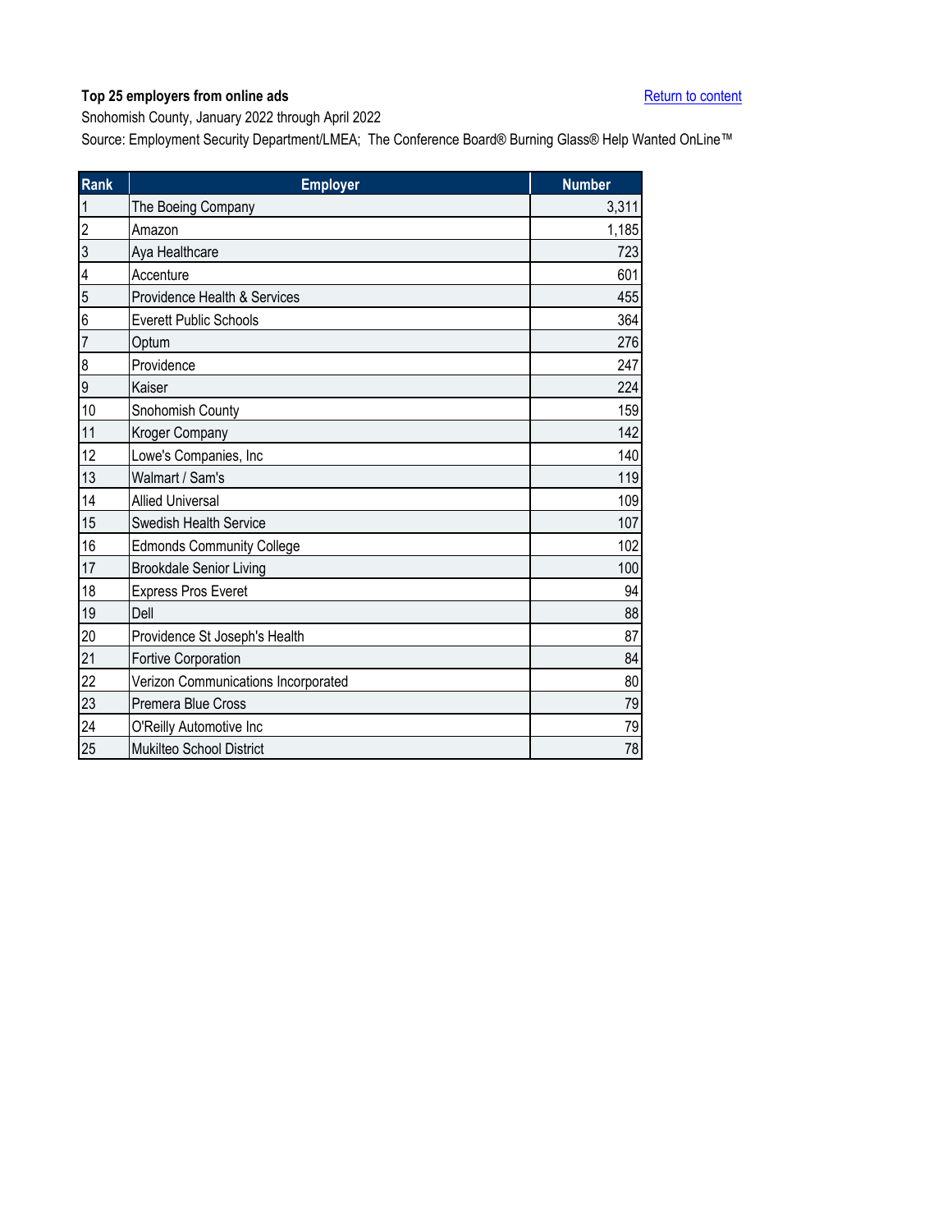**Top 25 employers from online ads**

Return to content

Snohomish County, January 2022 through April 2022

Source: Employment Security Department/LMEA; The Conference Board® Burning Glass® Help Wanted OnLine™

| Rank | Employer | Number |
|---|---|---|
| 1 | The Boeing Company | 3,311 |
| 2 | Amazon | 1,185 |
| 3 | Aya Healthcare | 723 |
| 4 | Accenture | 601 |
| 5 | Providence Health & Services | 455 |
| 6 | Everett Public Schools | 364 |
| 7 | Optum | 276 |
| 8 | Providence | 247 |
| 9 | Kaiser | 224 |
| 10 | Snohomish County | 159 |
| 11 | Kroger Company | 142 |
| 12 | Lowe's Companies, Inc | 140 |
| 13 | Walmart / Sam's | 119 |
| 14 | Allied Universal | 109 |
| 15 | Swedish Health Service | 107 |
| 16 | Edmonds Community College | 102 |
| 17 | Brookdale Senior Living | 100 |
| 18 | Express Pros Everet | 94 |
| 19 | Dell | 88 |
| 20 | Providence St Joseph's Health | 87 |
| 21 | Fortive Corporation | 84 |
| 22 | Verizon Communications Incorporated | 80 |
| 23 | Premera Blue Cross | 79 |
| 24 | O'Reilly Automotive Inc | 79 |
| 25 | Mukilteo School District | 78 |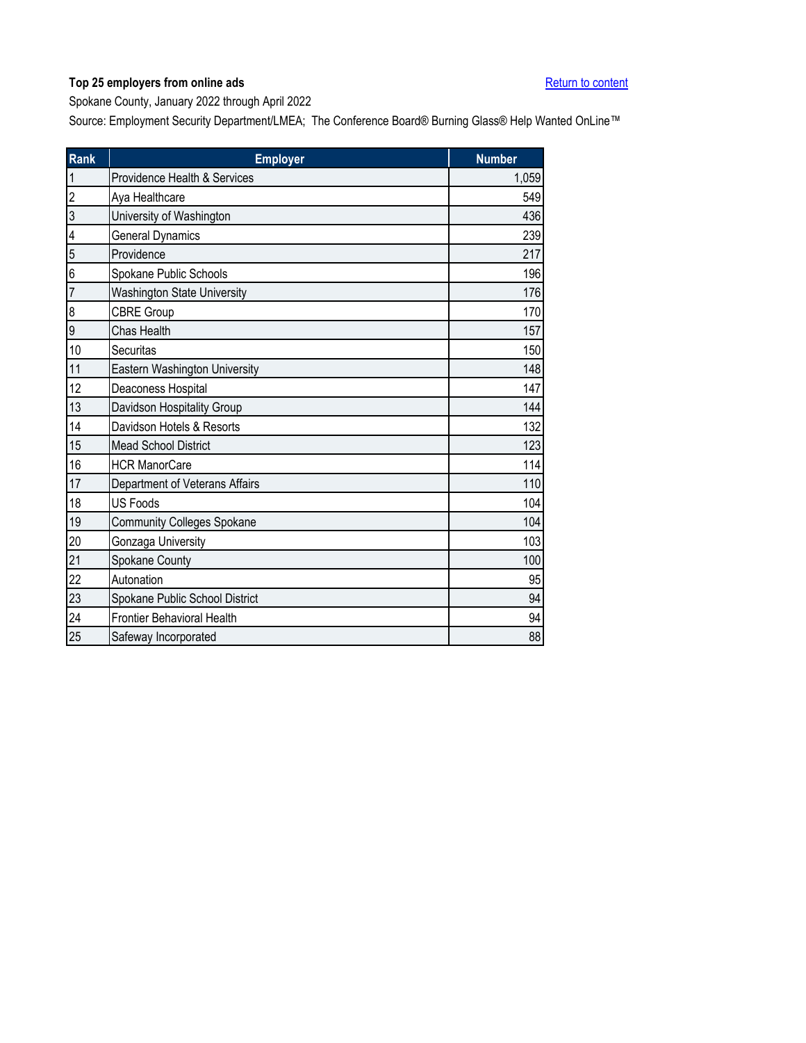**Top 25 employers from online ads**

Return to content

Spokane County, January 2022 through April 2022

Source: Employment Security Department/LMEA; The Conference Board® Burning Glass® Help Wanted OnLine™

| Rank | Employer | Number |
|---|---|---|
| 1 | Providence Health & Services | 1,059 |
| 2 | Aya Healthcare | 549 |
| 3 | University of Washington | 436 |
| 4 | General Dynamics | 239 |
| 5 | Providence | 217 |
| 6 | Spokane Public Schools | 196 |
| 7 | Washington State University | 176 |
| 8 | CBRE Group | 170 |
| 9 | Chas Health | 157 |
| 10 | Securitas | 150 |
| 11 | Eastern Washington University | 148 |
| 12 | Deaconess Hospital | 147 |
| 13 | Davidson Hospitality Group | 144 |
| 14 | Davidson Hotels & Resorts | 132 |
| 15 | Mead School District | 123 |
| 16 | HCR ManorCare | 114 |
| 17 | Department of Veterans Affairs | 110 |
| 18 | US Foods | 104 |
| 19 | Community Colleges Spokane | 104 |
| 20 | Gonzaga University | 103 |
| 21 | Spokane County | 100 |
| 22 | Autonation | 95 |
| 23 | Spokane Public School District | 94 |
| 24 | Frontier Behavioral Health | 94 |
| 25 | Safeway Incorporated | 88 |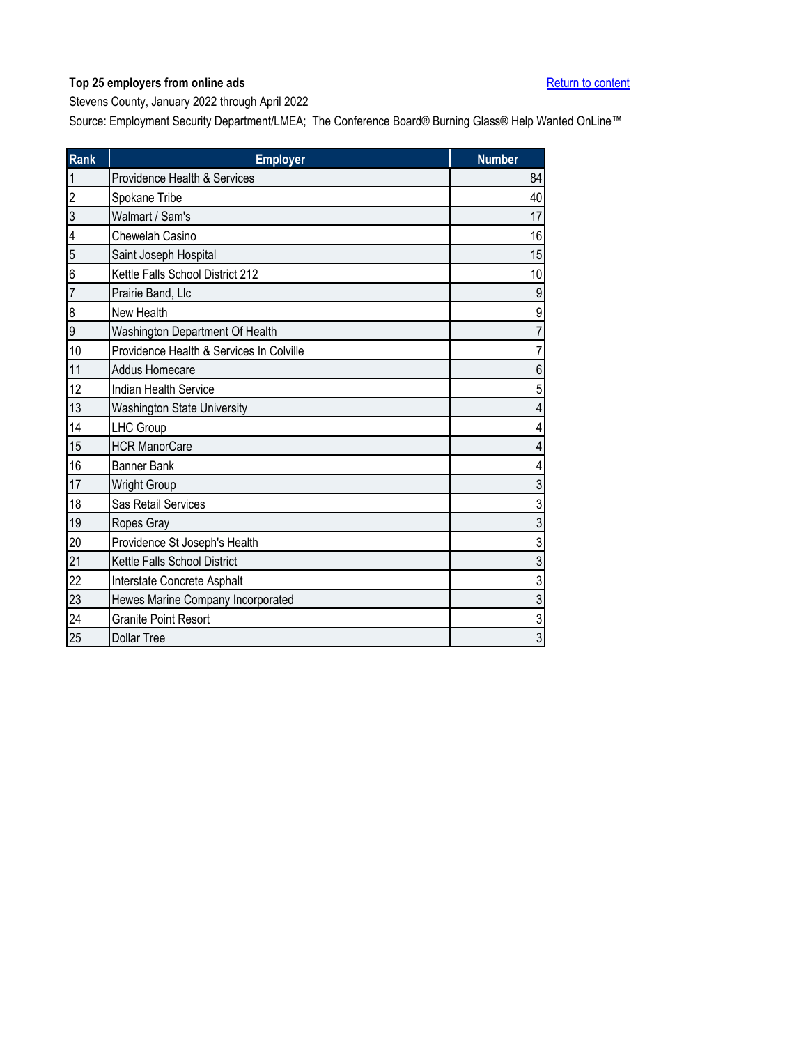**Top 25 employers from online ads**

Return to content

Stevens County, January 2022 through April 2022

Source: Employment Security Department/LMEA; The Conference Board® Burning Glass® Help Wanted OnLine™

| Rank | Employer | Number |
|---|---|---|
| 1 | Providence Health & Services | 84 |
| 2 | Spokane Tribe | 40 |
| 3 | Walmart / Sam's | 17 |
| 4 | Chewelah Casino | 16 |
| 5 | Saint Joseph Hospital | 15 |
| 6 | Kettle Falls School District 212 | 10 |
| 7 | Prairie Band, Llc | 9 |
| 8 | New Health | 9 |
| 9 | Washington Department Of Health | 7 |
| 10 | Providence Health & Services In Colville | 7 |
| 11 | Addus Homecare | 6 |
| 12 | Indian Health Service | 5 |
| 13 | Washington State University | 4 |
| 14 | LHC Group | 4 |
| 15 | HCR ManorCare | 4 |
| 16 | Banner Bank | 4 |
| 17 | Wright Group | 3 |
| 18 | Sas Retail Services | 3 |
| 19 | Ropes Gray | 3 |
| 20 | Providence St Joseph's Health | 3 |
| 21 | Kettle Falls School District | 3 |
| 22 | Interstate Concrete Asphalt | 3 |
| 23 | Hewes Marine Company Incorporated | 3 |
| 24 | Granite Point Resort | 3 |
| 25 | Dollar Tree | 3 |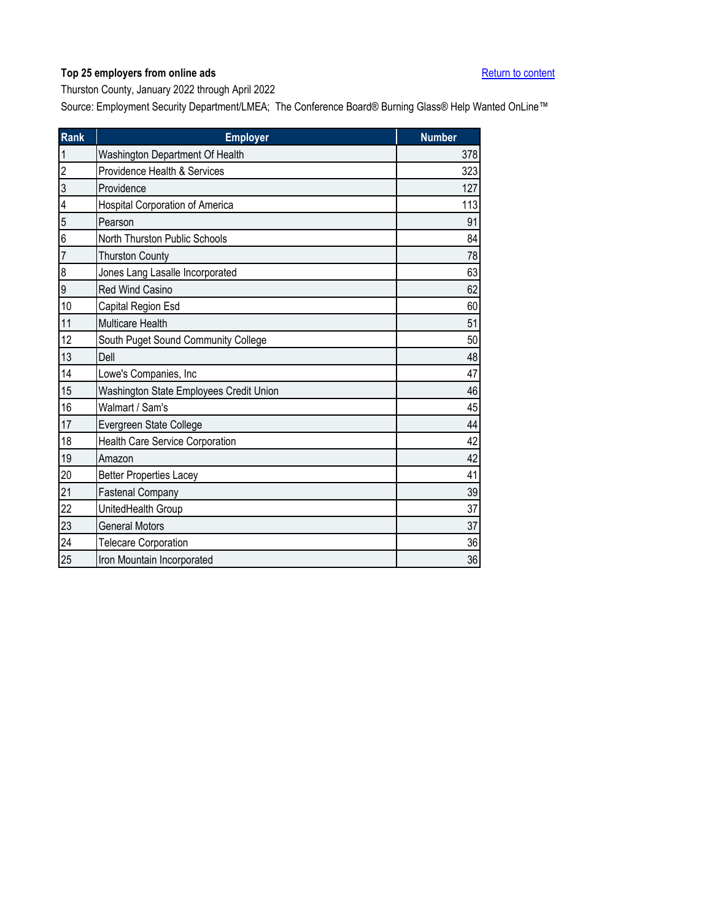**Top 25 employers from online ads**

Return to content

Thurston County, January 2022 through April 2022

Source: Employment Security Department/LMEA; The Conference Board® Burning Glass® Help Wanted OnLine™

| Rank | Employer | Number |
|---|---|---|
| 1 | Washington Department Of Health | 378 |
| 2 | Providence Health & Services | 323 |
| 3 | Providence | 127 |
| 4 | Hospital Corporation of America | 113 |
| 5 | Pearson | 91 |
| 6 | North Thurston Public Schools | 84 |
| 7 | Thurston County | 78 |
| 8 | Jones Lang Lasalle Incorporated | 63 |
| 9 | Red Wind Casino | 62 |
| 10 | Capital Region Esd | 60 |
| 11 | Multicare Health | 51 |
| 12 | South Puget Sound Community College | 50 |
| 13 | Dell | 48 |
| 14 | Lowe's Companies, Inc | 47 |
| 15 | Washington State Employees Credit Union | 46 |
| 16 | Walmart / Sam's | 45 |
| 17 | Evergreen State College | 44 |
| 18 | Health Care Service Corporation | 42 |
| 19 | Amazon | 42 |
| 20 | Better Properties Lacey | 41 |
| 21 | Fastenal Company | 39 |
| 22 | UnitedHealth Group | 37 |
| 23 | General Motors | 37 |
| 24 | Telecare Corporation | 36 |
| 25 | Iron Mountain Incorporated | 36 |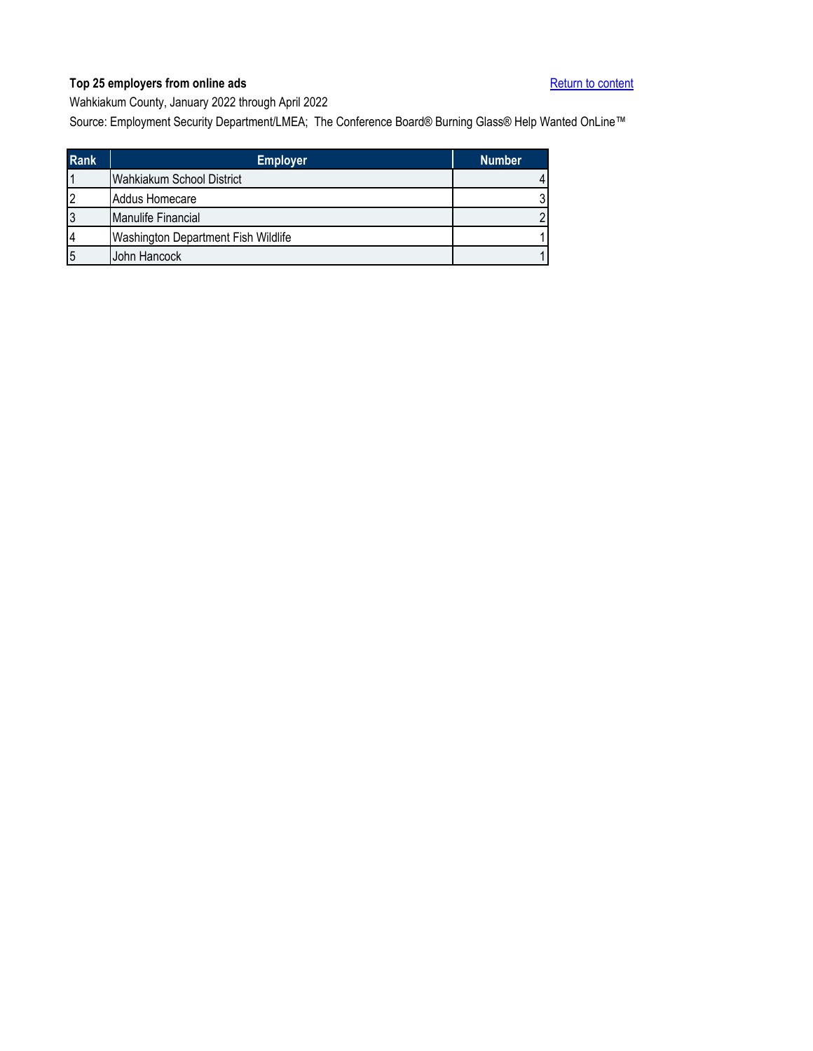**Top 25 employers from online ads**

Return to content

Wahkiakum County, January 2022 through April 2022

Source: Employment Security Department/LMEA; The Conference Board® Burning Glass® Help Wanted OnLine™

| Rank | Employer | Number |
|---|---|---|
| 1 | Wahkiakum School District | 4 |
| 2 | Addus Homecare | 3 |
| 3 | Manulife Financial | 2 |
| 4 | Washington Department Fish Wildlife | 1 |
| 5 | John Hancock | 1 |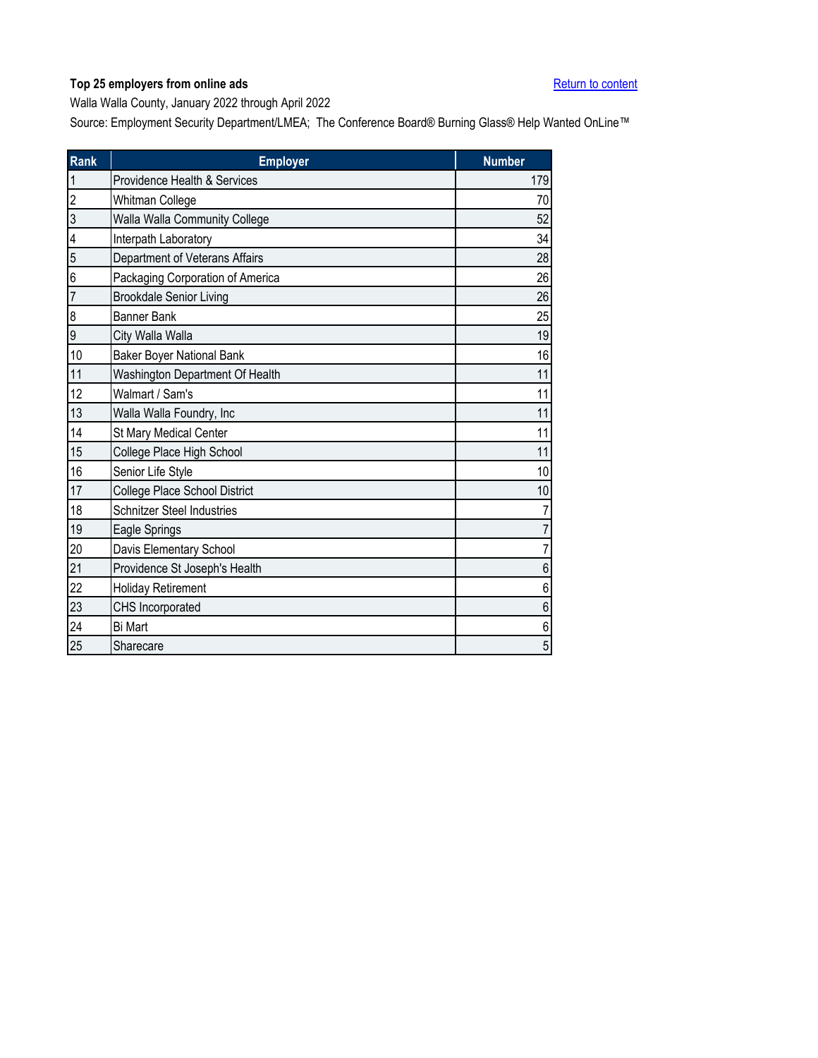**Top 25 employers from online ads**

[Return to content]

Walla Walla County, January 2022 through April 2022

Source: Employment Security Department/LMEA; The Conference Board® Burning Glass® Help Wanted OnLine™

| Rank | Employer | Number |
|---|---|---|
| 1 | Providence Health & Services | 179 |
| 2 | Whitman College | 70 |
| 3 | Walla Walla Community College | 52 |
| 4 | Interpath Laboratory | 34 |
| 5 | Department of Veterans Affairs | 28 |
| 6 | Packaging Corporation of America | 26 |
| 7 | Brookdale Senior Living | 26 |
| 8 | Banner Bank | 25 |
| 9 | City Walla Walla | 19 |
| 10 | Baker Boyer National Bank | 16 |
| 11 | Washington Department Of Health | 11 |
| 12 | Walmart / Sam's | 11 |
| 13 | Walla Walla Foundry, Inc | 11 |
| 14 | St Mary Medical Center | 11 |
| 15 | College Place High School | 11 |
| 16 | Senior Life Style | 10 |
| 17 | College Place School District | 10 |
| 18 | Schnitzer Steel Industries | 7 |
| 19 | Eagle Springs | 7 |
| 20 | Davis Elementary School | 7 |
| 21 | Providence St Joseph's Health | 6 |
| 22 | Holiday Retirement | 6 |
| 23 | CHS Incorporated | 6 |
| 24 | Bi Mart | 6 |
| 25 | Sharecare | 5 |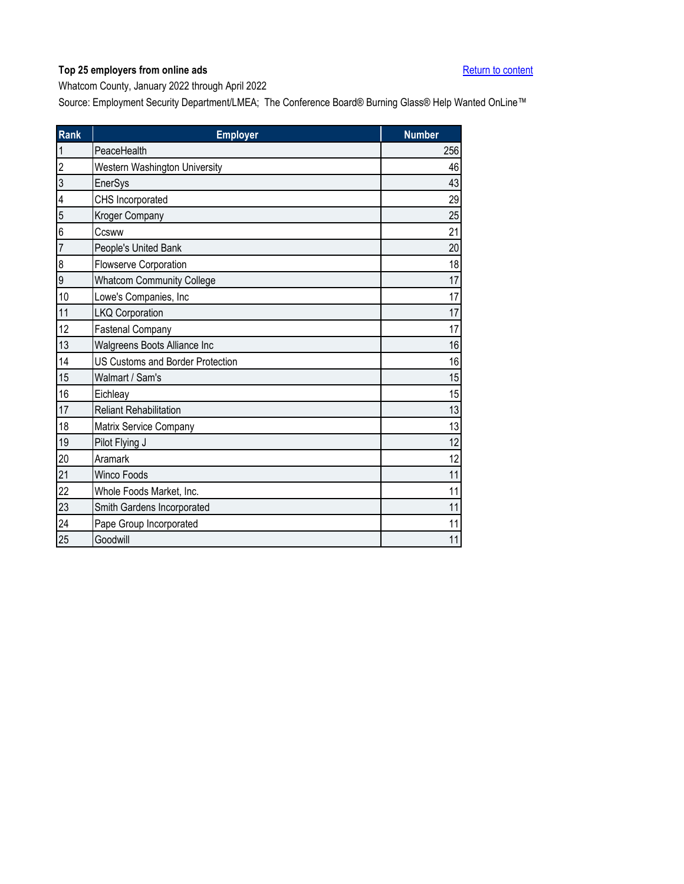**Top 25 employers from online ads**

Return to content

Whatcom County, January 2022 through April 2022

Source: Employment Security Department/LMEA; The Conference Board® Burning Glass® Help Wanted OnLine™

| Rank | Employer | Number |
|---|---|---|
| 1 | PeaceHealth | 256 |
| 2 | Western Washington University | 46 |
| 3 | EnerSys | 43 |
| 4 | CHS Incorporated | 29 |
| 5 | Kroger Company | 25 |
| 6 | Ccsww | 21 |
| 7 | People's United Bank | 20 |
| 8 | Flowserve Corporation | 18 |
| 9 | Whatcom Community College | 17 |
| 10 | Lowe's Companies, Inc | 17 |
| 11 | LKQ Corporation | 17 |
| 12 | Fastenal Company | 17 |
| 13 | Walgreens Boots Alliance Inc | 16 |
| 14 | US Customs and Border Protection | 16 |
| 15 | Walmart / Sam's | 15 |
| 16 | Eichleay | 15 |
| 17 | Reliant Rehabilitation | 13 |
| 18 | Matrix Service Company | 13 |
| 19 | Pilot Flying J | 12 |
| 20 | Aramark | 12 |
| 21 | Winco Foods | 11 |
| 22 | Whole Foods Market, Inc. | 11 |
| 23 | Smith Gardens Incorporated | 11 |
| 24 | Pape Group Incorporated | 11 |
| 25 | Goodwill | 11 |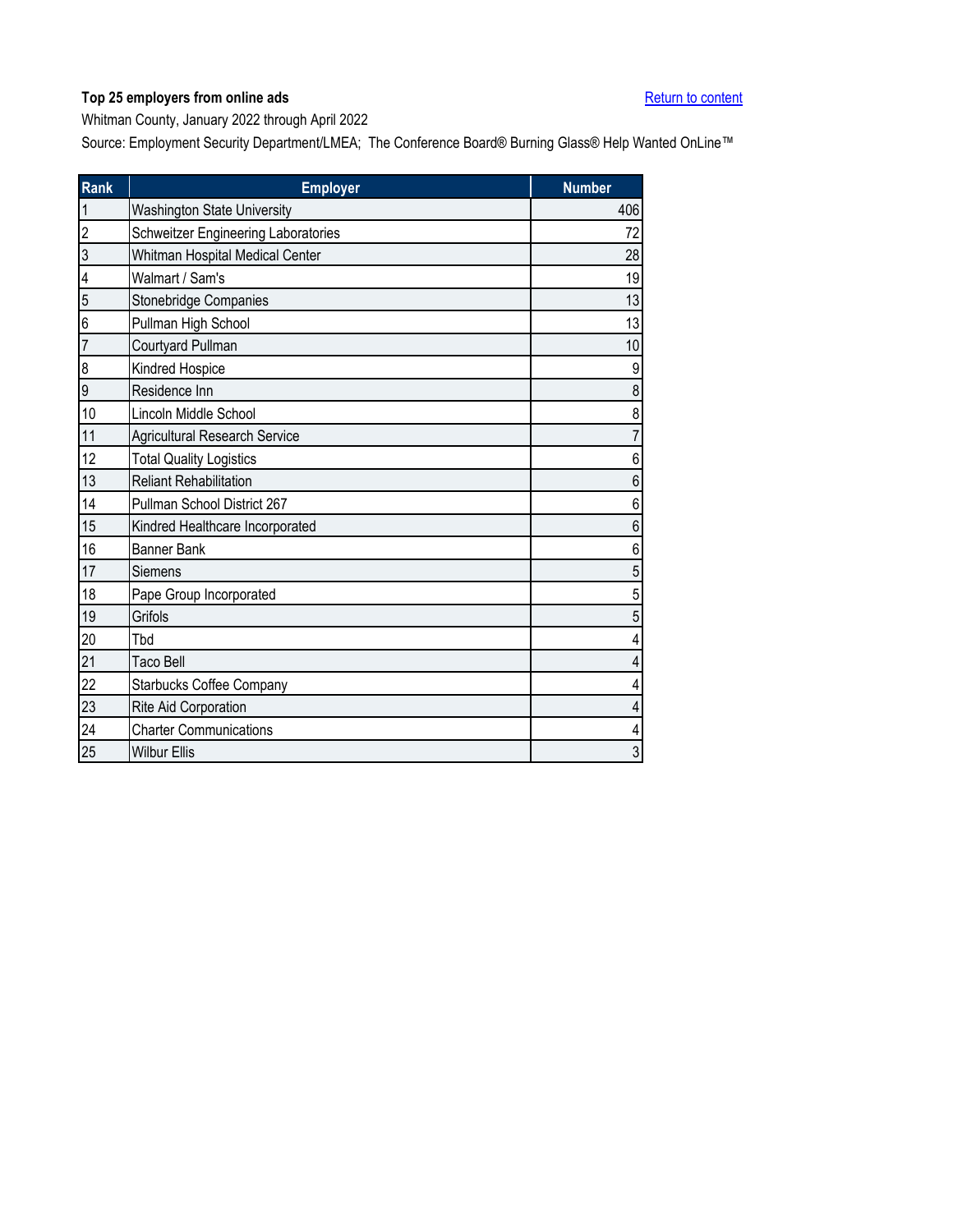**Top 25 employers from online ads**

Return to content

Whitman County, January 2022 through April 2022

Source: Employment Security Department/LMEA; The Conference Board® Burning Glass® Help Wanted OnLine™

| Rank | Employer | Number |
|---|---|---|
| 1 | Washington State University | 406 |
| 2 | Schweitzer Engineering Laboratories | 72 |
| 3 | Whitman Hospital Medical Center | 28 |
| 4 | Walmart / Sam's | 19 |
| 5 | Stonebridge Companies | 13 |
| 6 | Pullman High School | 13 |
| 7 | Courtyard Pullman | 10 |
| 8 | Kindred Hospice | 9 |
| 9 | Residence Inn | 8 |
| 10 | Lincoln Middle School | 8 |
| 11 | Agricultural Research Service | 7 |
| 12 | Total Quality Logistics | 6 |
| 13 | Reliant Rehabilitation | 6 |
| 14 | Pullman School District 267 | 6 |
| 15 | Kindred Healthcare Incorporated | 6 |
| 16 | Banner Bank | 6 |
| 17 | Siemens | 5 |
| 18 | Pape Group Incorporated | 5 |
| 19 | Grifols | 5 |
| 20 | Tbd | 4 |
| 21 | Taco Bell | 4 |
| 22 | Starbucks Coffee Company | 4 |
| 23 | Rite Aid Corporation | 4 |
| 24 | Charter Communications | 4 |
| 25 | Wilbur Ellis | 3 |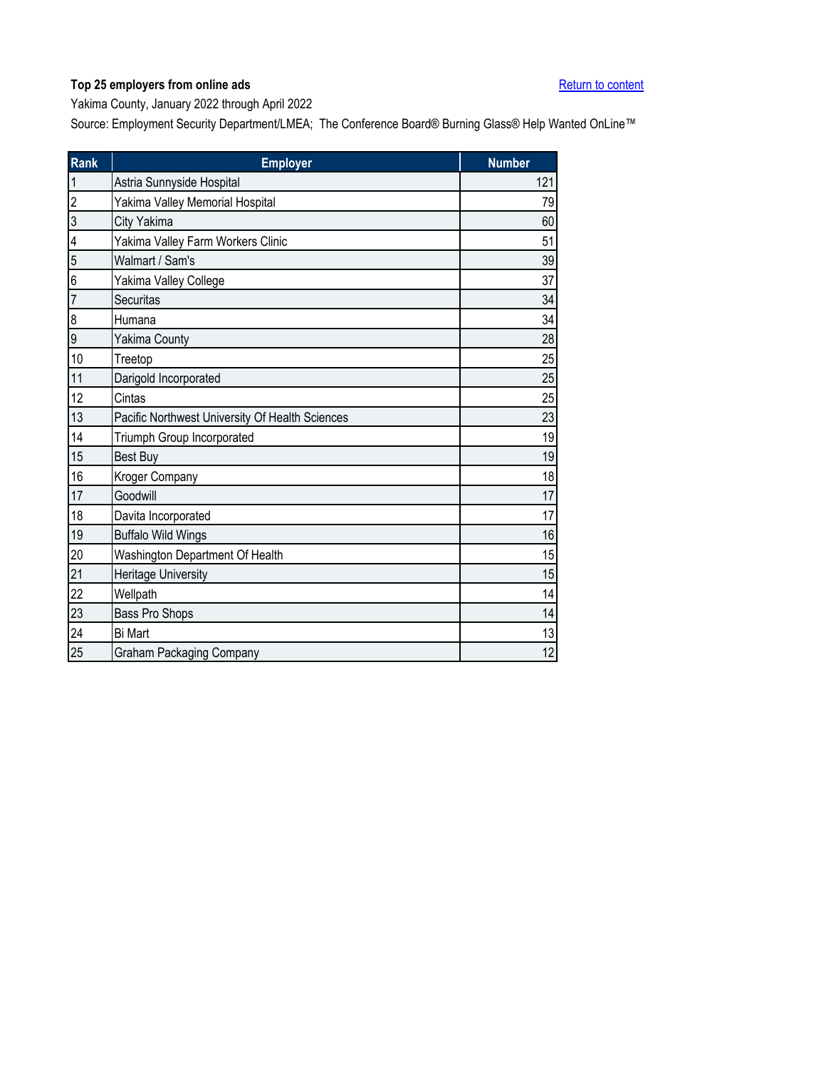**Top 25 employers from online ads**

Return to content

Yakima County, January 2022 through April 2022

Source: Employment Security Department/LMEA; The Conference Board® Burning Glass® Help Wanted OnLine™

| Rank | Employer | Number |
|---|---|---|
| 1 | Astria Sunnyside Hospital | 121 |
| 2 | Yakima Valley Memorial Hospital | 79 |
| 3 | City Yakima | 60 |
| 4 | Yakima Valley Farm Workers Clinic | 51 |
| 5 | Walmart / Sam's | 39 |
| 6 | Yakima Valley College | 37 |
| 7 | Securitas | 34 |
| 8 | Humana | 34 |
| 9 | Yakima County | 28 |
| 10 | Treetop | 25 |
| 11 | Darigold Incorporated | 25 |
| 12 | Cintas | 25 |
| 13 | Pacific Northwest University Of Health Sciences | 23 |
| 14 | Triumph Group Incorporated | 19 |
| 15 | Best Buy | 19 |
| 16 | Kroger Company | 18 |
| 17 | Goodwill | 17 |
| 18 | Davita Incorporated | 17 |
| 19 | Buffalo Wild Wings | 16 |
| 20 | Washington Department Of Health | 15 |
| 21 | Heritage University | 15 |
| 22 | Wellpath | 14 |
| 23 | Bass Pro Shops | 14 |
| 24 | Bi Mart | 13 |
| 25 | Graham Packaging Company | 12 |